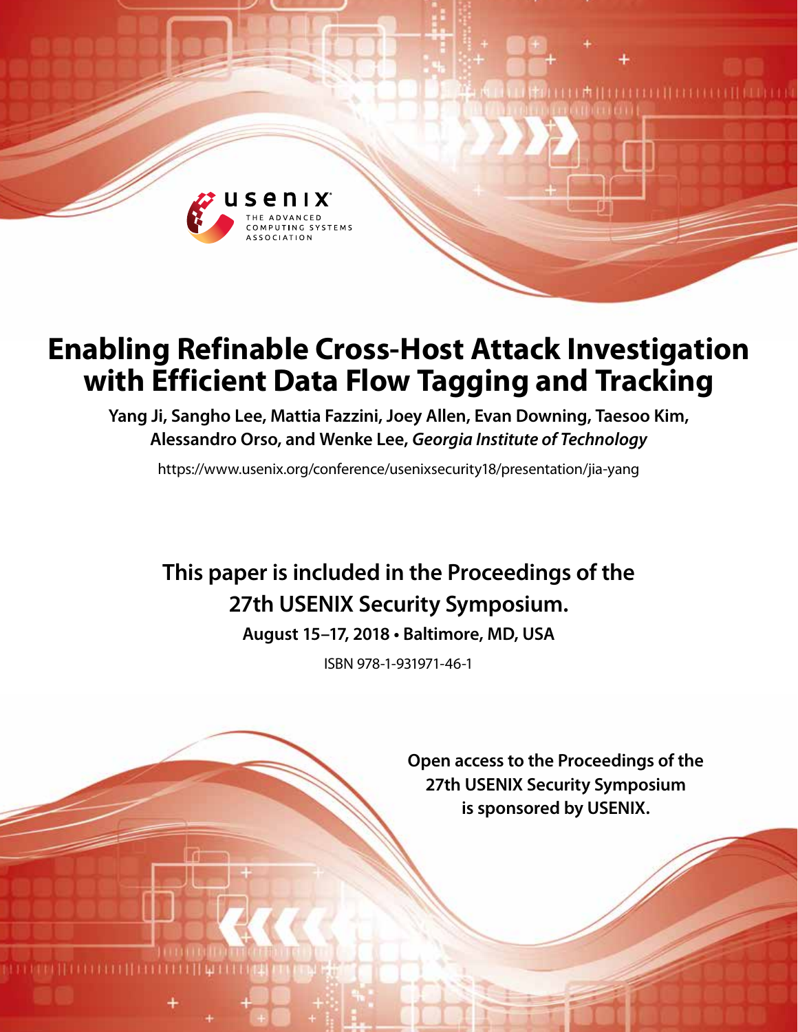# Enabling Refinable Cross-Host Attack Investigation with Efficient Data Flow Tagging and Tracking

**Yang Ji, Sangho Lee, Mattia Fazzini, Joey Allen, Evan Downing, Taesoo Kim, Alessandro Orso, and Wenke Lee,** ***Georgia Institute of Technology***

https://www.usenix.org/conference/usenixsecurity18/presentation/jia-yang

**This paper is included in the Proceedings of the 27th USENIX Security Symposium.**

**August 15–17, 2018 • Baltimore, MD, USA**

ISBN 978-1-931971-46-1

**Open access to the Proceedings of the 27th USENIX Security Symposium is sponsored by USENIX.**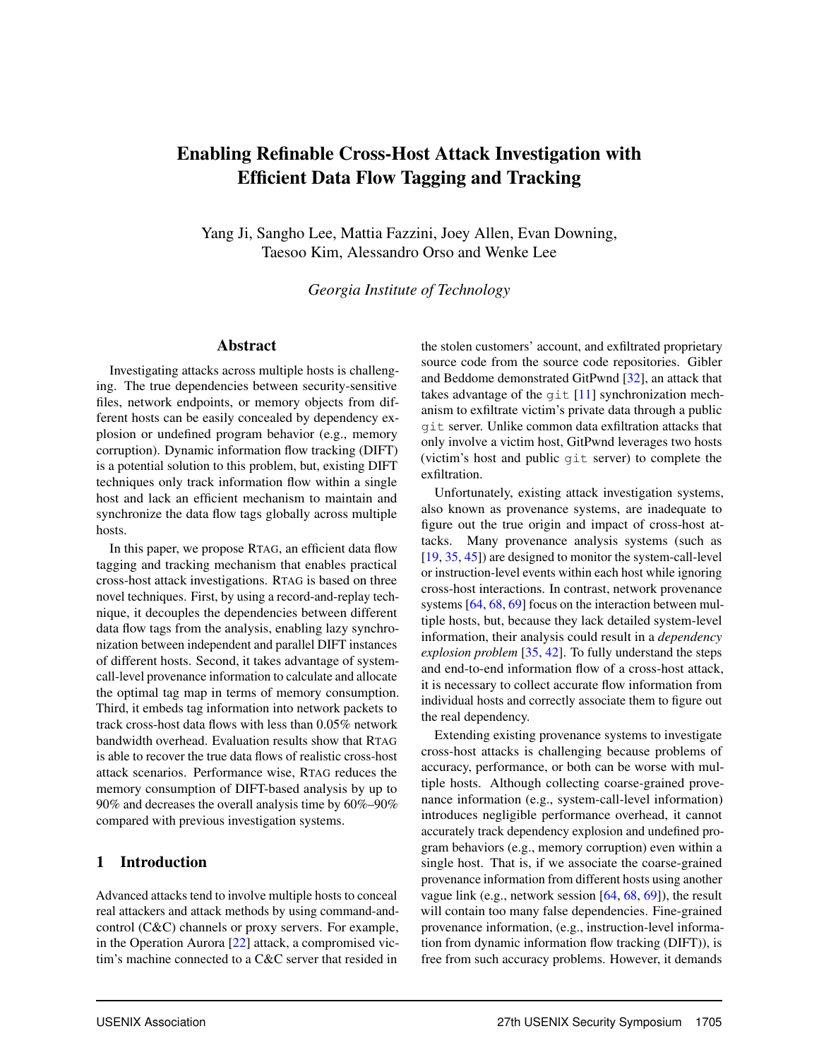# Enabling Refinable Cross-Host Attack Investigation with Efficient Data Flow Tagging and Tracking

Yang Ji, Sangho Lee, Mattia Fazzini, Joey Allen, Evan Downing, Taesoo Kim, Alessandro Orso and Wenke Lee

*Georgia Institute of Technology*

## Abstract

Investigating attacks across multiple hosts is challenging. The true dependencies between security-sensitive files, network endpoints, or memory objects from different hosts can be easily concealed by dependency explosion or undefined program behavior (e.g., memory corruption). Dynamic information flow tracking (DIFT) is a potential solution to this problem, but, existing DIFT techniques only track information flow within a single host and lack an efficient mechanism to maintain and synchronize the data flow tags globally across multiple hosts.

In this paper, we propose RTAG, an efficient data flow tagging and tracking mechanism that enables practical cross-host attack investigations. RTAG is based on three novel techniques. First, by using a record-and-replay technique, it decouples the dependencies between different data flow tags from the analysis, enabling lazy synchronization between independent and parallel DIFT instances of different hosts. Second, it takes advantage of system-call-level provenance information to calculate and allocate the optimal tag map in terms of memory consumption. Third, it embeds tag information into network packets to track cross-host data flows with less than 0.05% network bandwidth overhead. Evaluation results show that RTAG is able to recover the true data flows of realistic cross-host attack scenarios. Performance wise, RTAG reduces the memory consumption of DIFT-based analysis by up to 90% and decreases the overall analysis time by 60%–90% compared with previous investigation systems.

## 1 Introduction

Advanced attacks tend to involve multiple hosts to conceal real attackers and attack methods by using command-and-control (C&C) channels or proxy servers. For example, in the Operation Aurora [22] attack, a compromised victim's machine connected to a C&C server that resided in the stolen customers' account, and exfiltrated proprietary source code from the source code repositories. Gibler and Beddome demonstrated GitPwnd [32], an attack that takes advantage of the `git` [11] synchronization mechanism to exfiltrate victim's private data through a public `git` server. Unlike common data exfiltration attacks that only involve a victim host, GitPwnd leverages two hosts (victim's host and public `git` server) to complete the exfiltration.

Unfortunately, existing attack investigation systems, also known as provenance systems, are inadequate to figure out the true origin and impact of cross-host attacks. Many provenance analysis systems (such as [19, 35, 45]) are designed to monitor the system-call-level or instruction-level events within each host while ignoring cross-host interactions. In contrast, network provenance systems [64, 68, 69] focus on the interaction between multiple hosts, but, because they lack detailed system-level information, their analysis could result in a *dependency explosion problem* [35, 42]. To fully understand the steps and end-to-end information flow of a cross-host attack, it is necessary to collect accurate flow information from individual hosts and correctly associate them to figure out the real dependency.

Extending existing provenance systems to investigate cross-host attacks is challenging because problems of accuracy, performance, or both can be worse with multiple hosts. Although collecting coarse-grained provenance information (e.g., system-call-level information) introduces negligible performance overhead, it cannot accurately track dependency explosion and undefined program behaviors (e.g., memory corruption) even within a single host. That is, if we associate the coarse-grained provenance information from different hosts using another vague link (e.g., network session [64, 68, 69]), the result will contain too many false dependencies. Fine-grained provenance information, (e.g., instruction-level information from dynamic information flow tracking (DIFT)), is free from such accuracy problems. However, it demands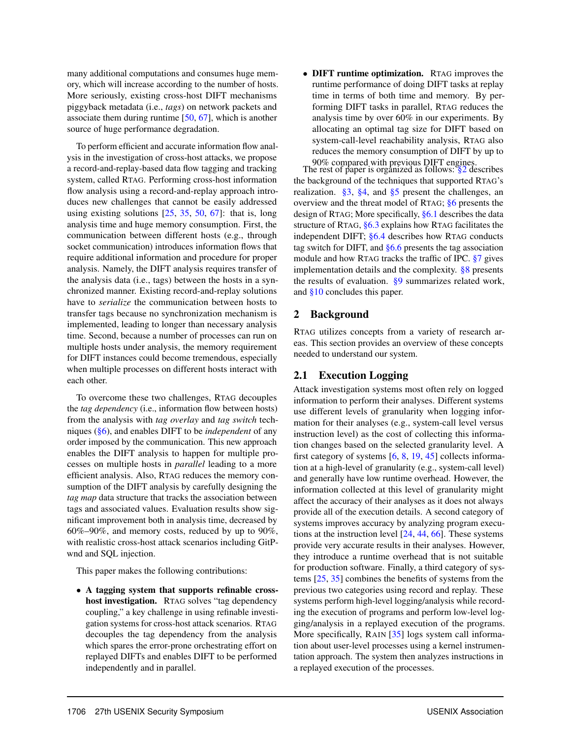many additional computations and consumes huge memory, which will increase according to the number of hosts. More seriously, existing cross-host DIFT mechanisms piggyback metadata (i.e., *tags*) on network packets and associate them during runtime [50, 67], which is another source of huge performance degradation.

To perform efficient and accurate information flow analysis in the investigation of cross-host attacks, we propose a record-and-replay-based data flow tagging and tracking system, called RTAG. Performing cross-host information flow analysis using a record-and-replay approach introduces new challenges that cannot be easily addressed using existing solutions [25, 35, 50, 67]: that is, long analysis time and huge memory consumption. First, the communication between different hosts (e.g., through socket communication) introduces information flows that require additional information and procedure for proper analysis. Namely, the DIFT analysis requires transfer of the analysis data (i.e., tags) between the hosts in a synchronized manner. Existing record-and-replay solutions have to *serialize* the communication between hosts to transfer tags because no synchronization mechanism is implemented, leading to longer than necessary analysis time. Second, because a number of processes can run on multiple hosts under analysis, the memory requirement for DIFT instances could become tremendous, especially when multiple processes on different hosts interact with each other.

To overcome these two challenges, RTAG decouples the *tag dependency* (i.e., information flow between hosts) from the analysis with *tag overlay* and *tag switch* techniques (§6), and enables DIFT to be *independent* of any order imposed by the communication. This new approach enables the DIFT analysis to happen for multiple processes on multiple hosts in *parallel* leading to a more efficient analysis. Also, RTAG reduces the memory consumption of the DIFT analysis by carefully designing the *tag map* data structure that tracks the association between tags and associated values. Evaluation results show significant improvement both in analysis time, decreased by 60%–90%, and memory costs, reduced by up to 90%, with realistic cross-host attack scenarios including GitPwnd and SQL injection.

This paper makes the following contributions:

- **A tagging system that supports refinable cross-host investigation.** RTAG solves "tag dependency coupling," a key challenge in using refinable investigation systems for cross-host attack scenarios. RTAG decouples the tag dependency from the analysis which spares the error-prone orchestrating effort on replayed DIFTs and enables DIFT to be performed independently and in parallel.
- **DIFT runtime optimization.** RTAG improves the runtime performance of doing DIFT tasks at replay time in terms of both time and memory. By performing DIFT tasks in parallel, RTAG reduces the analysis time by over 60% in our experiments. By allocating an optimal tag size for DIFT based on system-call-level reachability analysis, RTAG also reduces the memory consumption of DIFT by up to 90% compared with previous DIFT engines.

The rest of paper is organized as follows: §2 describes the background of the techniques that supported RTAG's realization. §3, §4, and §5 present the challenges, an overview and the threat model of RTAG; §6 presents the design of RTAG; More specifically, §6.1 describes the data structure of RTAG, §6.3 explains how RTAG facilitates the independent DIFT; §6.4 describes how RTAG conducts tag switch for DIFT, and §6.6 presents the tag association module and how RTAG tracks the traffic of IPC. §7 gives implementation details and the complexity. §8 presents the results of evaluation. §9 summarizes related work, and §10 concludes this paper.

## 2 Background

RTAG utilizes concepts from a variety of research areas. This section provides an overview of these concepts needed to understand our system.

### 2.1 Execution Logging

Attack investigation systems most often rely on logged information to perform their analyses. Different systems use different levels of granularity when logging information for their analyses (e.g., system-call level versus instruction level) as the cost of collecting this information changes based on the selected granularity level. A first category of systems [6, 8, 19, 45] collects information at a high-level of granularity (e.g., system-call level) and generally have low runtime overhead. However, the information collected at this level of granularity might affect the accuracy of their analyses as it does not always provide all of the execution details. A second category of systems improves accuracy by analyzing program executions at the instruction level [24, 44, 66]. These systems provide very accurate results in their analyses. However, they introduce a runtime overhead that is not suitable for production software. Finally, a third category of systems [25, 35] combines the benefits of systems from the previous two categories using record and replay. These systems perform high-level logging/analysis while recording the execution of programs and perform low-level logging/analysis in a replayed execution of the programs. More specifically, RAIN [35] logs system call information about user-level processes using a kernel instrumentation approach. The system then analyzes instructions in a replayed execution of the processes.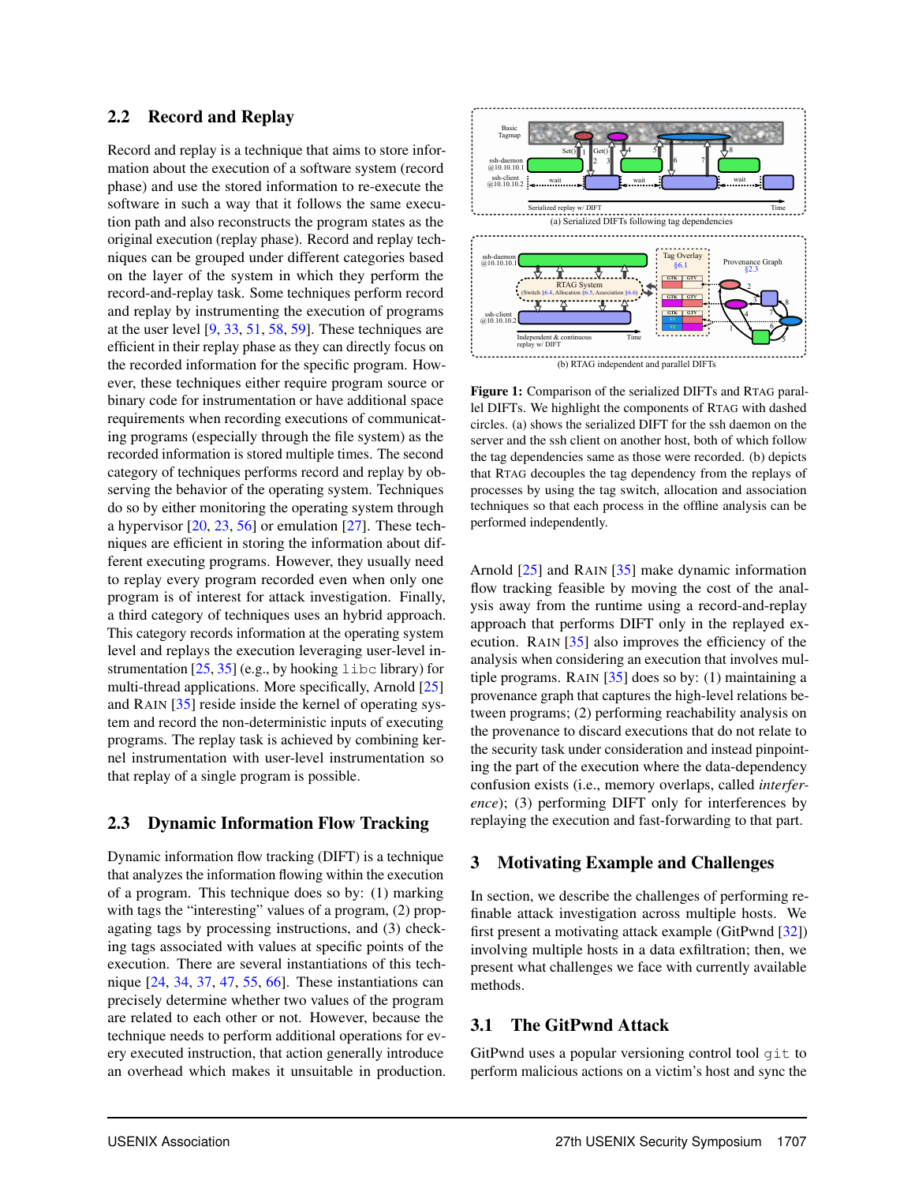## 2.2 Record and Replay

Record and replay is a technique that aims to store information about the execution of a software system (record phase) and use the stored information to re-execute the software in such a way that it follows the same execution path and also reconstructs the program states as the original execution (replay phase). Record and replay techniques can be grouped under different categories based on the layer of the system in which they perform the record-and-replay task. Some techniques perform record and replay by instrumenting the execution of programs at the user level [9, 33, 51, 58, 59]. These techniques are efficient in their replay phase as they can directly focus on the recorded information for the specific program. However, these techniques either require program source or binary code for instrumentation or have additional space requirements when recording executions of communicating programs (especially through the file system) as the recorded information is stored multiple times. The second category of techniques performs record and replay by observing the behavior of the operating system. Techniques do so by either monitoring the operating system through a hypervisor [20, 23, 56] or emulation [27]. These techniques are efficient in storing the information about different executing programs. However, they usually need to replay every program recorded even when only one program is of interest for attack investigation. Finally, a third category of techniques uses an hybrid approach. This category records information at the operating system level and replays the execution leveraging user-level instrumentation [25, 35] (e.g., by hooking `libc` library) for multi-thread applications. More specifically, Arnold [25] and RAIN [35] reside inside the kernel of operating system and record the non-deterministic inputs of executing programs. The replay task is achieved by combining kernel instrumentation with user-level instrumentation so that replay of a single program is possible.

## 2.3 Dynamic Information Flow Tracking

Dynamic information flow tracking (DIFT) is a technique that analyzes the information flowing within the execution of a program. This technique does so by: (1) marking with tags the "interesting" values of a program, (2) propagating tags by processing instructions, and (3) checking tags associated with values at specific points of the execution. There are several instantiations of this technique [24, 34, 37, 47, 55, 66]. These instantiations can precisely determine whether two values of the program are related to each other or not. However, because the technique needs to perform additional operations for every executed instruction, that action generally introduce an overhead which makes it unsuitable in production.

(a) Serialized DIFTs following tag dependencies

(b) RTAG independent and parallel DIFTs

**Figure 1:** Comparison of the serialized DIFTs and RTAG parallel DIFTs. We highlight the components of RTAG with dashed circles. (a) shows the serialized DIFT for the ssh daemon on the server and the ssh client on another host, both of which follow the tag dependencies same as those were recorded. (b) depicts that RTAG decouples the tag dependency from the replays of processes by using the tag switch, allocation and association techniques so that each process in the offline analysis can be performed independently.

Arnold [25] and RAIN [35] make dynamic information flow tracking feasible by moving the cost of the analysis away from the runtime using a record-and-replay approach that performs DIFT only in the replayed execution. RAIN [35] also improves the efficiency of the analysis when considering an execution that involves multiple programs. RAIN [35] does so by: (1) maintaining a provenance graph that captures the high-level relations between programs; (2) performing reachability analysis on the provenance to discard executions that do not relate to the security task under consideration and instead pinpointing the part of the execution where the data-dependency confusion exists (i.e., memory overlaps, called *interference*); (3) performing DIFT only for interferences by replaying the execution and fast-forwarding to that part.

# 3 Motivating Example and Challenges

In section, we describe the challenges of performing refinable attack investigation across multiple hosts. We first present a motivating attack example (GitPwnd [32]) involving multiple hosts in a data exfiltration; then, we present what challenges we face with currently available methods.

## 3.1 The GitPwnd Attack

GitPwnd uses a popular versioning control tool `git` to perform malicious actions on a victim's host and sync the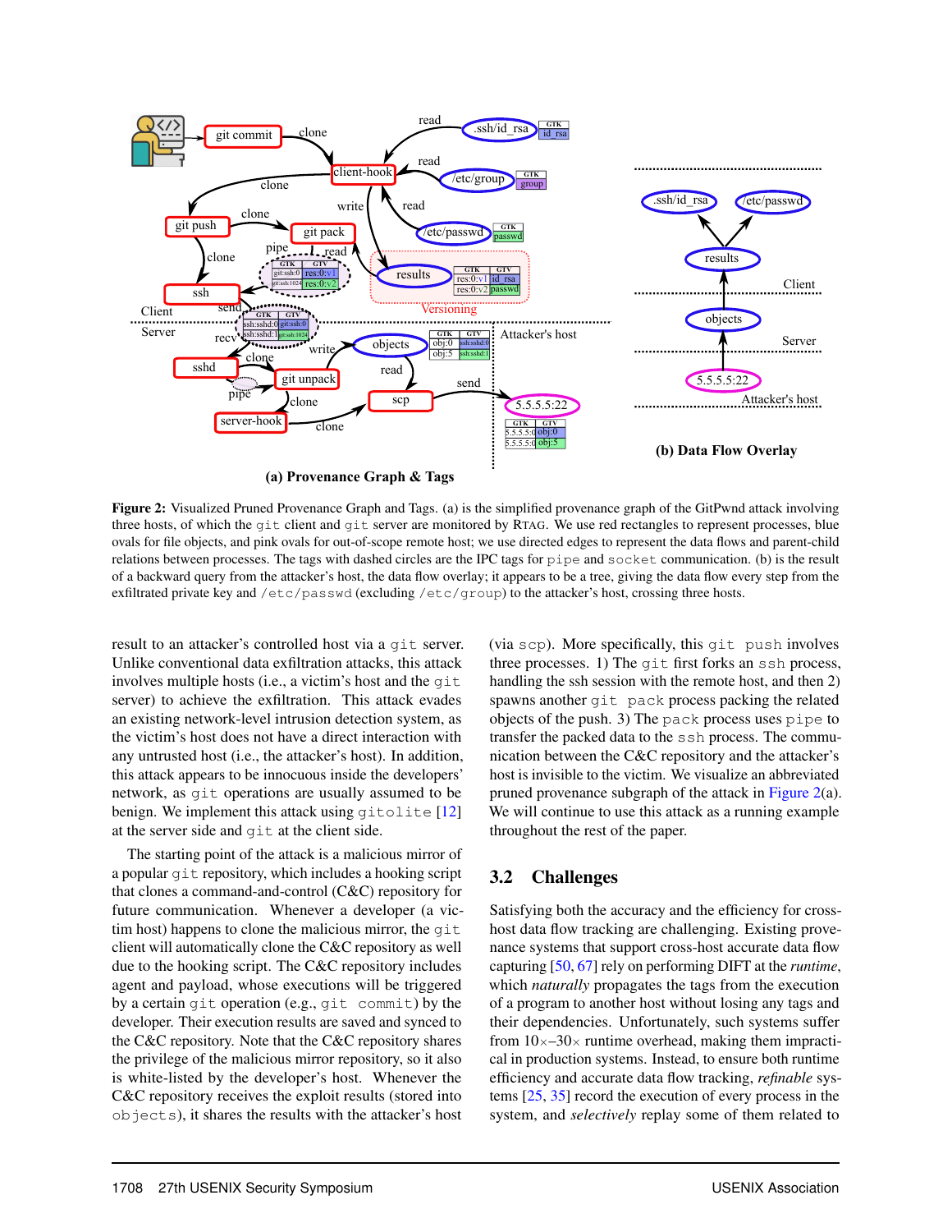**(a) Provenance Graph & Tags**

**(b) Data Flow Overlay**

**Figure 2:** Visualized Pruned Provenance Graph and Tags. (a) is the simplified provenance graph of the GitPwnd attack involving three hosts, of which the `git` client and `git` server are monitored by RTAG. We use red rectangles to represent processes, blue ovals for file objects, and pink ovals for out-of-scope remote host; we use directed edges to represent the data flows and parent-child relations between processes. The tags with dashed circles are the IPC tags for `pipe` and `socket` communication. (b) is the result of a backward query from the attacker's host, the data flow overlay; it appears to be a tree, giving the data flow every step from the exfiltrated private key and `/etc/passwd` (excluding `/etc/group`) to the attacker's host, crossing three hosts.

result to an attacker's controlled host via a `git` server. Unlike conventional data exfiltration attacks, this attack involves multiple hosts (i.e., a victim's host and the `git` server) to achieve the exfiltration. This attack evades an existing network-level intrusion detection system, as the victim's host does not have a direct interaction with any untrusted host (i.e., the attacker's host). In addition, this attack appears to be innocuous inside the developers' network, as `git` operations are usually assumed to be benign. We implement this attack using `gitolite` [12] at the server side and `git` at the client side.

The starting point of the attack is a malicious mirror of a popular `git` repository, which includes a hooking script that clones a command-and-control (C&C) repository for future communication. Whenever a developer (a victim host) happens to clone the malicious mirror, the `git` client will automatically clone the C&C repository as well due to the hooking script. The C&C repository includes agent and payload, whose executions will be triggered by a certain `git` operation (e.g., `git commit`) by the developer. Their execution results are saved and synced to the C&C repository. Note that the C&C repository shares the privilege of the malicious mirror repository, so it also is white-listed by the developer's host. Whenever the C&C repository receives the exploit results (stored into `objects`), it shares the results with the attacker's host (via `scp`). More specifically, this `git push` involves three processes. 1) The `git` first forks an `ssh` process, handling the ssh session with the remote host, and then 2) spawns another `git pack` process packing the related objects of the push. 3) The `pack` process uses `pipe` to transfer the packed data to the `ssh` process. The communication between the C&C repository and the attacker's host is invisible to the victim. We visualize an abbreviated pruned provenance subgraph of the attack in Figure 2(a). We will continue to use this attack as a running example throughout the rest of the paper.

## 3.2 Challenges

Satisfying both the accuracy and the efficiency for cross-host data flow tracking are challenging. Existing provenance systems that support cross-host accurate data flow capturing [50, 67] rely on performing DIFT at the *runtime*, which *naturally* propagates the tags from the execution of a program to another host without losing any tags and their dependencies. Unfortunately, such systems suffer from $10\times$–$30\times$ runtime overhead, making them impractical in production systems. Instead, to ensure both runtime efficiency and accurate data flow tracking, *refinable* systems [25, 35] record the execution of every process in the system, and *selectively* replay some of them related to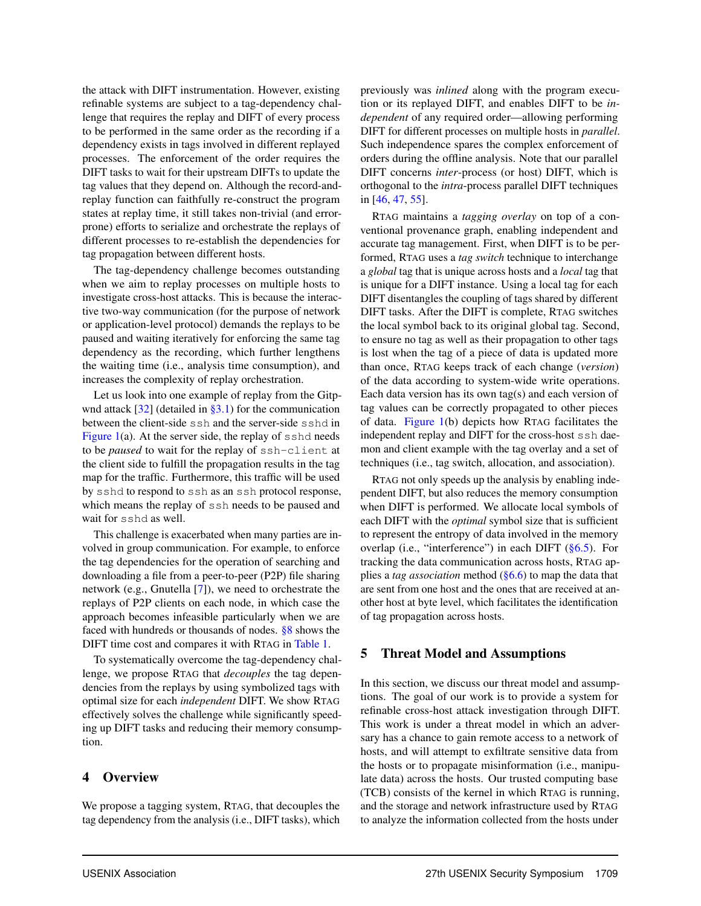the attack with DIFT instrumentation. However, existing refinable systems are subject to a tag-dependency challenge that requires the replay and DIFT of every process to be performed in the same order as the recording if a dependency exists in tags involved in different replayed processes. The enforcement of the order requires the DIFT tasks to wait for their upstream DIFTs to update the tag values that they depend on. Although the record-and-replay function can faithfully re-construct the program states at replay time, it still takes non-trivial (and error-prone) efforts to serialize and orchestrate the replays of different processes to re-establish the dependencies for tag propagation between different hosts.

The tag-dependency challenge becomes outstanding when we aim to replay processes on multiple hosts to investigate cross-host attacks. This is because the interactive two-way communication (for the purpose of network or application-level protocol) demands the replays to be paused and waiting iteratively for enforcing the same tag dependency as the recording, which further lengthens the waiting time (i.e., analysis time consumption), and increases the complexity of replay orchestration.

Let us look into one example of replay from the Gitpwnd attack [32] (detailed in §3.1) for the communication between the client-side `ssh` and the server-side `sshd` in Figure 1(a). At the server side, the replay of `sshd` needs to be *paused* to wait for the replay of `ssh-client` at the client side to fulfill the propagation results in the tag map for the traffic. Furthermore, this traffic will be used by `sshd` to respond to `ssh` as an `ssh` protocol response, which means the replay of `ssh` needs to be paused and wait for `sshd` as well.

This challenge is exacerbated when many parties are involved in group communication. For example, to enforce the tag dependencies for the operation of searching and downloading a file from a peer-to-peer (P2P) file sharing network (e.g., Gnutella [7]), we need to orchestrate the replays of P2P clients on each node, in which case the approach becomes infeasible particularly when we are faced with hundreds or thousands of nodes. §8 shows the DIFT time cost and compares it with RTAG in Table 1.

To systematically overcome the tag-dependency challenge, we propose RTAG that *decouples* the tag dependencies from the replays by using symbolized tags with optimal size for each *independent* DIFT. We show RTAG effectively solves the challenge while significantly speeding up DIFT tasks and reducing their memory consumption.

## 4 Overview

We propose a tagging system, RTAG, that decouples the tag dependency from the analysis (i.e., DIFT tasks), which previously was *inlined* along with the program execution or its replayed DIFT, and enables DIFT to be *independent* of any required order—allowing performing DIFT for different processes on multiple hosts in *parallel*. Such independence spares the complex enforcement of orders during the offline analysis. Note that our parallel DIFT concerns *inter*-process (or host) DIFT, which is orthogonal to the *intra*-process parallel DIFT techniques in [46, 47, 55].

RTAG maintains a *tagging overlay* on top of a conventional provenance graph, enabling independent and accurate tag management. First, when DIFT is to be performed, RTAG uses a *tag switch* technique to interchange a *global* tag that is unique across hosts and a *local* tag that is unique for a DIFT instance. Using a local tag for each DIFT disentangles the coupling of tags shared by different DIFT tasks. After the DIFT is complete, RTAG switches the local symbol back to its original global tag. Second, to ensure no tag as well as their propagation to other tags is lost when the tag of a piece of data is updated more than once, RTAG keeps track of each change (*version*) of the data according to system-wide write operations. Each data version has its own tag(s) and each version of tag values can be correctly propagated to other pieces of data. Figure 1(b) depicts how RTAG facilitates the independent replay and DIFT for the cross-host `ssh` daemon and client example with the tag overlay and a set of techniques (i.e., tag switch, allocation, and association).

RTAG not only speeds up the analysis by enabling independent DIFT, but also reduces the memory consumption when DIFT is performed. We allocate local symbols of each DIFT with the *optimal* symbol size that is sufficient to represent the entropy of data involved in the memory overlap (i.e., "interference") in each DIFT (§6.5). For tracking the data communication across hosts, RTAG applies a *tag association* method (§6.6) to map the data that are sent from one host and the ones that are received at another host at byte level, which facilitates the identification of tag propagation across hosts.

## 5 Threat Model and Assumptions

In this section, we discuss our threat model and assumptions. The goal of our work is to provide a system for refinable cross-host attack investigation through DIFT. This work is under a threat model in which an adversary has a chance to gain remote access to a network of hosts, and will attempt to exfiltrate sensitive data from the hosts or to propagate misinformation (i.e., manipulate data) across the hosts. Our trusted computing base (TCB) consists of the kernel in which RTAG is running, and the storage and network infrastructure used by RTAG to analyze the information collected from the hosts under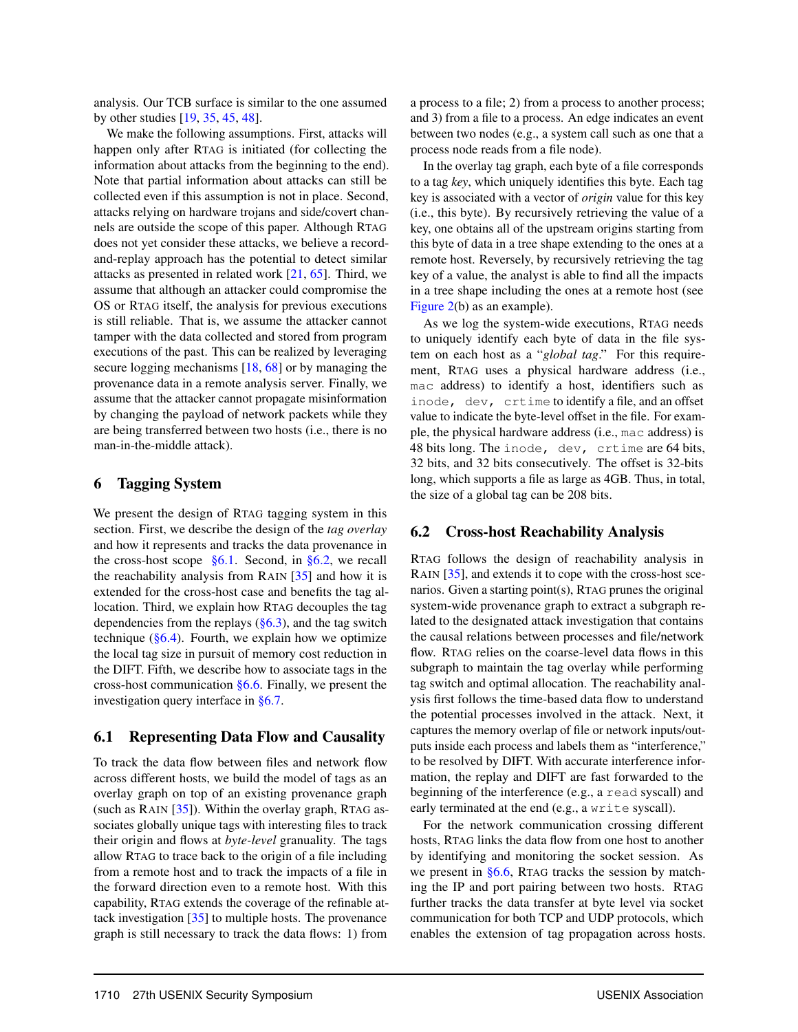analysis. Our TCB surface is similar to the one assumed by other studies [19, 35, 45, 48].

We make the following assumptions. First, attacks will happen only after RTAG is initiated (for collecting the information about attacks from the beginning to the end). Note that partial information about attacks can still be collected even if this assumption is not in place. Second, attacks relying on hardware trojans and side/covert channels are outside the scope of this paper. Although RTAG does not yet consider these attacks, we believe a record-and-replay approach has the potential to detect similar attacks as presented in related work [21, 65]. Third, we assume that although an attacker could compromise the OS or RTAG itself, the analysis for previous executions is still reliable. That is, we assume the attacker cannot tamper with the data collected and stored from program executions of the past. This can be realized by leveraging secure logging mechanisms [18, 68] or by managing the provenance data in a remote analysis server. Finally, we assume that the attacker cannot propagate misinformation by changing the payload of network packets while they are being transferred between two hosts (i.e., there is no man-in-the-middle attack).

## 6 Tagging System

We present the design of RTAG tagging system in this section. First, we describe the design of the *tag overlay* and how it represents and tracks the data provenance in the cross-host scope §6.1. Second, in §6.2, we recall the reachability analysis from RAIN [35] and how it is extended for the cross-host case and benefits the tag allocation. Third, we explain how RTAG decouples the tag dependencies from the replays (§6.3), and the tag switch technique (§6.4). Fourth, we explain how we optimize the local tag size in pursuit of memory cost reduction in the DIFT. Fifth, we describe how to associate tags in the cross-host communication §6.6. Finally, we present the investigation query interface in §6.7.

### 6.1 Representing Data Flow and Causality

To track the data flow between files and network flow across different hosts, we build the model of tags as an overlay graph on top of an existing provenance graph (such as RAIN [35]). Within the overlay graph, RTAG associates globally unique tags with interesting files to track their origin and flows at *byte-level* granuality. The tags allow RTAG to trace back to the origin of a file including from a remote host and to track the impacts of a file in the forward direction even to a remote host. With this capability, RTAG extends the coverage of the refinable attack investigation [35] to multiple hosts. The provenance graph is still necessary to track the data flows: 1) from a process to a file; 2) from a process to another process; and 3) from a file to a process. An edge indicates an event between two nodes (e.g., a system call such as one that a process node reads from a file node).

In the overlay tag graph, each byte of a file corresponds to a tag *key*, which uniquely identifies this byte. Each tag key is associated with a vector of *origin* value for this key (i.e., this byte). By recursively retrieving the value of a key, one obtains all of the upstream origins starting from this byte of data in a tree shape extending to the ones at a remote host. Reversely, by recursively retrieving the tag key of a value, the analyst is able to find all the impacts in a tree shape including the ones at a remote host (see Figure 2(b) as an example).

As we log the system-wide executions, RTAG needs to uniquely identify each byte of data in the file system on each host as a "*global tag*." For this requirement, RTAG uses a physical hardware address (i.e., `mac` address) to identify a host, identifiers such as `inode, dev, crtime` to identify a file, and an offset value to indicate the byte-level offset in the file. For example, the physical hardware address (i.e., `mac` address) is 48 bits long. The `inode, dev, crtime` are 64 bits, 32 bits, and 32 bits consecutively. The offset is 32-bits long, which supports a file as large as 4GB. Thus, in total, the size of a global tag can be 208 bits.

### 6.2 Cross-host Reachability Analysis

RTAG follows the design of reachability analysis in RAIN [35], and extends it to cope with the cross-host scenarios. Given a starting point(s), RTAG prunes the original system-wide provenance graph to extract a subgraph related to the designated attack investigation that contains the causal relations between processes and file/network flow. RTAG relies on the coarse-level data flows in this subgraph to maintain the tag overlay while performing tag switch and optimal allocation. The reachability analysis first follows the time-based data flow to understand the potential processes involved in the attack. Next, it captures the memory overlap of file or network inputs/outputs inside each process and labels them as "interference," to be resolved by DIFT. With accurate interference information, the replay and DIFT are fast forwarded to the beginning of the interference (e.g., a `read` syscall) and early terminated at the end (e.g., a `write` syscall).

For the network communication crossing different hosts, RTAG links the data flow from one host to another by identifying and monitoring the socket session. As we present in §6.6, RTAG tracks the session by matching the IP and port pairing between two hosts. RTAG further tracks the data transfer at byte level via socket communication for both TCP and UDP protocols, which enables the extension of tag propagation across hosts.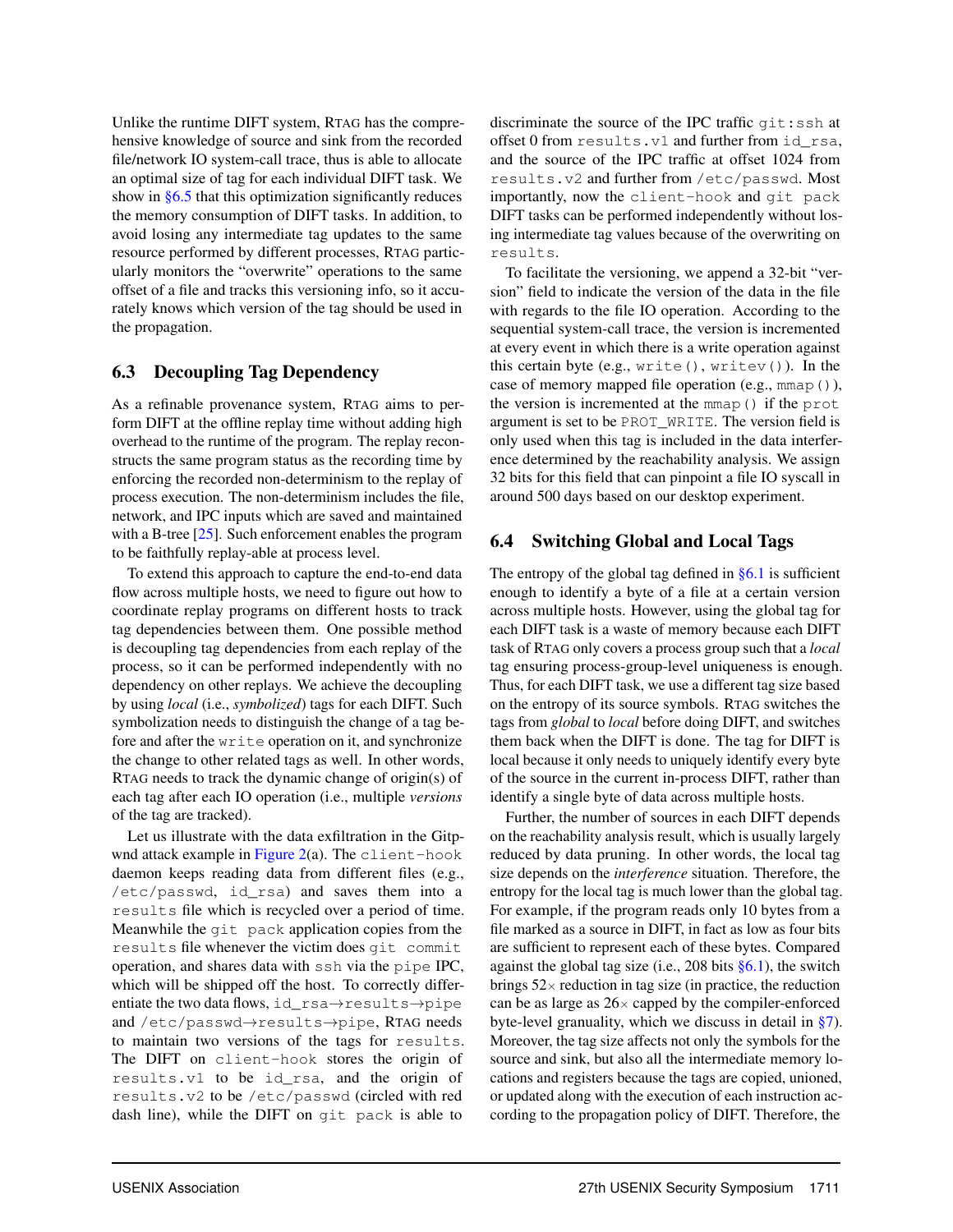Unlike the runtime DIFT system, RTAG has the comprehensive knowledge of source and sink from the recorded file/network IO system-call trace, thus is able to allocate an optimal size of tag for each individual DIFT task. We show in §6.5 that this optimization significantly reduces the memory consumption of DIFT tasks. In addition, to avoid losing any intermediate tag updates to the same resource performed by different processes, RTAG particularly monitors the "overwrite" operations to the same offset of a file and tracks this versioning info, so it accurately knows which version of the tag should be used in the propagation.

### 6.3 Decoupling Tag Dependency

As a refinable provenance system, RTAG aims to perform DIFT at the offline replay time without adding high overhead to the runtime of the program. The replay reconstructs the same program status as the recording time by enforcing the recorded non-determinism to the replay of process execution. The non-determinism includes the file, network, and IPC inputs which are saved and maintained with a B-tree [25]. Such enforcement enables the program to be faithfully replay-able at process level.

To extend this approach to capture the end-to-end data flow across multiple hosts, we need to figure out how to coordinate replay programs on different hosts to track tag dependencies between them. One possible method is decoupling tag dependencies from each replay of the process, so it can be performed independently with no dependency on other replays. We achieve the decoupling by using *local* (i.e., *symbolized*) tags for each DIFT. Such symbolization needs to distinguish the change of a tag before and after the `write` operation on it, and synchronize the change to other related tags as well. In other words, RTAG needs to track the dynamic change of origin(s) of each tag after each IO operation (i.e., multiple *versions* of the tag are tracked).

Let us illustrate with the data exfiltration in the Gitpwnd attack example in Figure 2(a). The `client-hook` daemon keeps reading data from different files (e.g., `/etc/passwd`, `id_rsa`) and saves them into a `results` file which is recycled over a period of time. Meanwhile the `git pack` application copies from the `results` file whenever the victim does `git commit` operation, and shares data with `ssh` via the `pipe` IPC, which will be shipped off the host. To correctly differentiate the two data flows, `id_rsa`→`results`→`pipe` and `/etc/passwd`→`results`→`pipe`, RTAG needs to maintain two versions of the tags for `results`. The DIFT on `client-hook` stores the origin of `results.v1` to be `id_rsa`, and the origin of `results.v2` to be `/etc/passwd` (circled with red dash line), while the DIFT on `git pack` is able to discriminate the source of the IPC traffic `git:ssh` at offset 0 from `results.v1` and further from `id_rsa`, and the source of the IPC traffic at offset 1024 from `results.v2` and further from `/etc/passwd`. Most importantly, now the `client-hook` and `git pack` DIFT tasks can be performed independently without losing intermediate tag values because of the overwriting on `results`.

To facilitate the versioning, we append a 32-bit "version" field to indicate the version of the data in the file with regards to the file IO operation. According to the sequential system-call trace, the version is incremented at every event in which there is a write operation against this certain byte (e.g., `write()`, `writev()`). In the case of memory mapped file operation (e.g., `mmap()`), the version is incremented at the `mmap()` if the `prot` argument is set to be `PROT_WRITE`. The version field is only used when this tag is included in the data interference determined by the reachability analysis. We assign 32 bits for this field that can pinpoint a file IO syscall in around 500 days based on our desktop experiment.

### 6.4 Switching Global and Local Tags

The entropy of the global tag defined in §6.1 is sufficient enough to identify a byte of a file at a certain version across multiple hosts. However, using the global tag for each DIFT task is a waste of memory because each DIFT task of RTAG only covers a process group such that a *local* tag ensuring process-group-level uniqueness is enough. Thus, for each DIFT task, we use a different tag size based on the entropy of its source symbols. RTAG switches the tags from *global* to *local* before doing DIFT, and switches them back when the DIFT is done. The tag for DIFT is local because it only needs to uniquely identify every byte of the source in the current in-process DIFT, rather than identify a single byte of data across multiple hosts.

Further, the number of sources in each DIFT depends on the reachability analysis result, which is usually largely reduced by data pruning. In other words, the local tag size depends on the *interference* situation. Therefore, the entropy for the local tag is much lower than the global tag. For example, if the program reads only 10 bytes from a file marked as a source in DIFT, in fact as low as four bits are sufficient to represent each of these bytes. Compared against the global tag size (i.e., 208 bits §6.1), the switch brings 52× reduction in tag size (in practice, the reduction can be as large as 26× capped by the compiler-enforced byte-level granularity, which we discuss in detail in §7). Moreover, the tag size affects not only the symbols for the source and sink, but also all the intermediate memory locations and registers because the tags are copied, unioned, or updated along with the execution of each instruction according to the propagation policy of DIFT. Therefore, the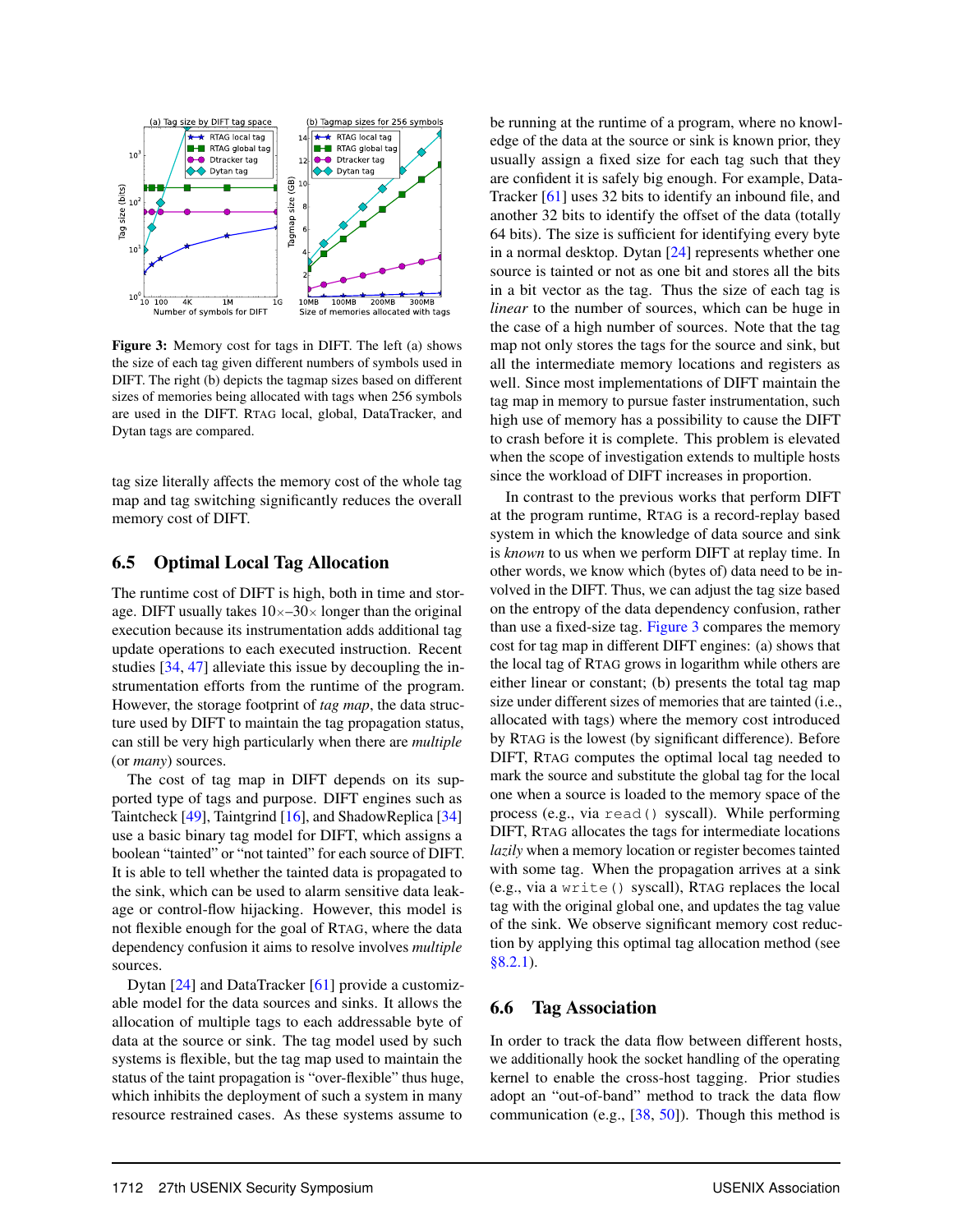**Figure 3:** Memory cost for tags in DIFT. The left (a) shows the size of each tag given different numbers of symbols used in DIFT. The right (b) depicts the tagmap sizes based on different sizes of memories being allocated with tags when 256 symbols are used in the DIFT. RTAG local, global, DataTracker, and Dytan tags are compared.

tag size literally affects the memory cost of the whole tag map and tag switching significantly reduces the overall memory cost of DIFT.

## 6.5 Optimal Local Tag Allocation

The runtime cost of DIFT is high, both in time and storage. DIFT usually takes 10×–30× longer than the original execution because its instrumentation adds additional tag update operations to each executed instruction. Recent studies [34, 47] alleviate this issue by decoupling the instrumentation efforts from the runtime of the program. However, the storage footprint of *tag map*, the data structure used by DIFT to maintain the tag propagation status, can still be very high particularly when there are *multiple* (or *many*) sources.

The cost of tag map in DIFT depends on its supported type of tags and purpose. DIFT engines such as Taintcheck [49], Taintgrind [16], and ShadowReplica [34] use a basic binary tag model for DIFT, which assigns a boolean "tainted" or "not tainted" for each source of DIFT. It is able to tell whether the tainted data is propagated to the sink, which can be used to alarm sensitive data leakage or control-flow hijacking. However, this model is not flexible enough for the goal of RTAG, where the data dependency confusion it aims to resolve involves *multiple* sources.

Dytan [24] and DataTracker [61] provide a customizable model for the data sources and sinks. It allows the allocation of multiple tags to each addressable byte of data at the source or sink. The tag model used by such systems is flexible, but the tag map used to maintain the status of the taint propagation is "over-flexible" thus huge, which inhibits the deployment of such a system in many resource restrained cases. As these systems assume to be running at the runtime of a program, where no knowledge of the data at the source or sink is known prior, they usually assign a fixed size for each tag such that they are confident it is safely big enough. For example, DataTracker [61] uses 32 bits to identify an inbound file, and another 32 bits to identify the offset of the data (totally 64 bits). The size is sufficient for identifying every byte in a normal desktop. Dytan [24] represents whether one source is tainted or not as one bit and stores all the bits in a bit vector as the tag. Thus the size of each tag is *linear* to the number of sources, which can be huge in the case of a high number of sources. Note that the tag map not only stores the tags for the source and sink, but all the intermediate memory locations and registers as well. Since most implementations of DIFT maintain the tag map in memory to pursue faster instrumentation, such high use of memory has a possibility to cause the DIFT to crash before it is complete. This problem is elevated when the scope of investigation extends to multiple hosts since the workload of DIFT increases in proportion.

In contrast to the previous works that perform DIFT at the program runtime, RTAG is a record-replay based system in which the knowledge of data source and sink is *known* to us when we perform DIFT at replay time. In other words, we know which (bytes of) data need to be involved in the DIFT. Thus, we can adjust the tag size based on the entropy of the data dependency confusion, rather than use a fixed-size tag. Figure 3 compares the memory cost for tag map in different DIFT engines: (a) shows that the local tag of RTAG grows in logarithm while others are either linear or constant; (b) presents the total tag map size under different sizes of memories that are tainted (i.e., allocated with tags) where the memory cost introduced by RTAG is the lowest (by significant difference). Before DIFT, RTAG computes the optimal local tag needed to mark the source and substitute the global tag for the local one when a source is loaded to the memory space of the process (e.g., via `read()` syscall). While performing DIFT, RTAG allocates the tags for intermediate locations *lazily* when a memory location or register becomes tainted with some tag. When the propagation arrives at a sink (e.g., via a `write()` syscall), RTAG replaces the local tag with the original global one, and updates the tag value of the sink. We observe significant memory cost reduction by applying this optimal tag allocation method (see §8.2.1).

## 6.6 Tag Association

In order to track the data flow between different hosts, we additionally hook the socket handling of the operating kernel to enable the cross-host tagging. Prior studies adopt an "out-of-band" method to track the data flow communication (e.g., [38, 50]). Though this method is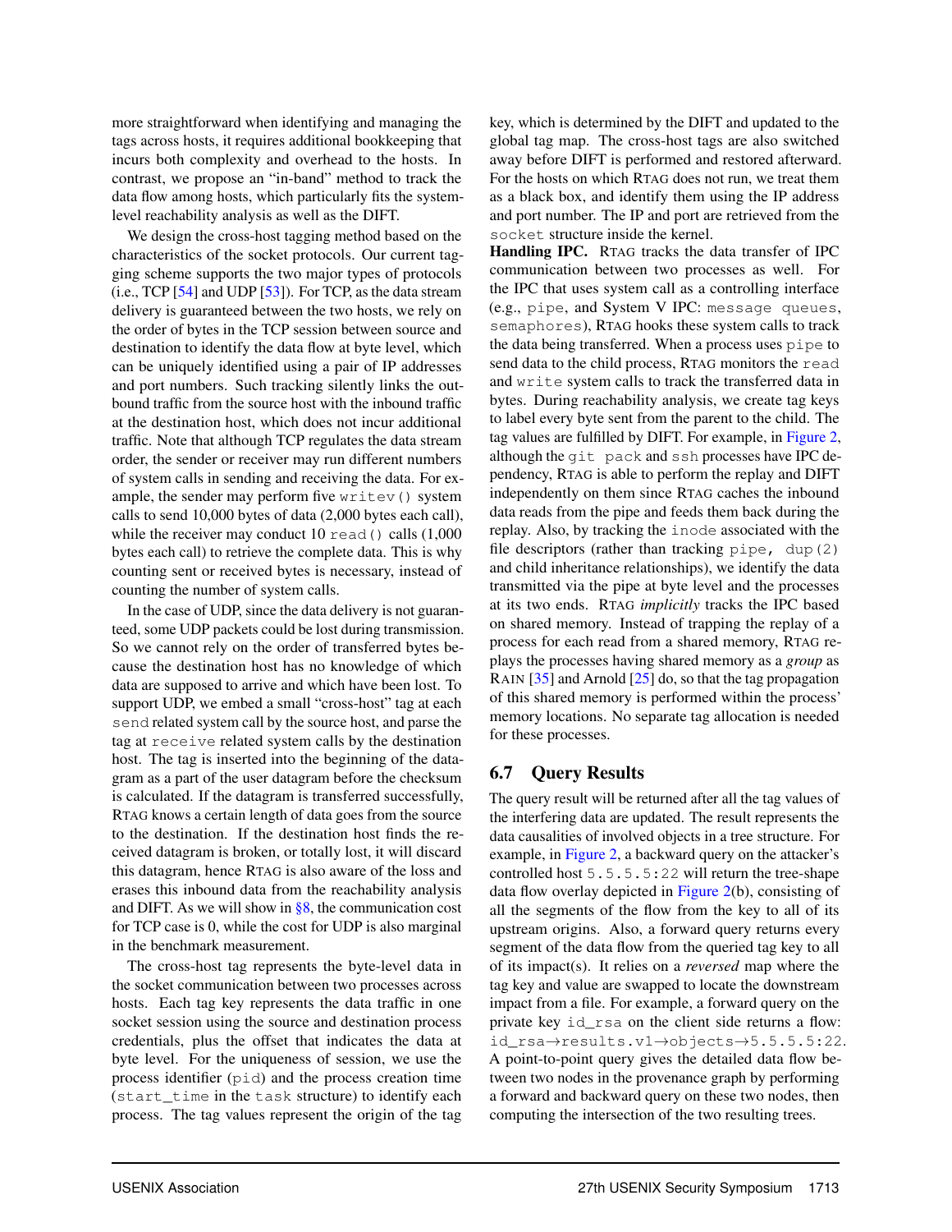more straightforward when identifying and managing the tags across hosts, it requires additional bookkeeping that incurs both complexity and overhead to the hosts. In contrast, we propose an "in-band" method to track the data flow among hosts, which particularly fits the system-level reachability analysis as well as the DIFT.

We design the cross-host tagging method based on the characteristics of the socket protocols. Our current tagging scheme supports the two major types of protocols (i.e., TCP [54] and UDP [53]). For TCP, as the data stream delivery is guaranteed between the two hosts, we rely on the order of bytes in the TCP session between source and destination to identify the data flow at byte level, which can be uniquely identified using a pair of IP addresses and port numbers. Such tracking silently links the outbound traffic from the source host with the inbound traffic at the destination host, which does not incur additional traffic. Note that although TCP regulates the data stream order, the sender or receiver may run different numbers of system calls in sending and receiving the data. For example, the sender may perform five `writev()` system calls to send 10,000 bytes of data (2,000 bytes each call), while the receiver may conduct 10 `read()` calls (1,000 bytes each call) to retrieve the complete data. This is why counting sent or received bytes is necessary, instead of counting the number of system calls.

In the case of UDP, since the data delivery is not guaranteed, some UDP packets could be lost during transmission. So we cannot rely on the order of transferred bytes because the destination host has no knowledge of which data are supposed to arrive and which have been lost. To support UDP, we embed a small "cross-host" tag at each `send` related system call by the source host, and parse the tag at `receive` related system calls by the destination host. The tag is inserted into the beginning of the datagram as a part of the user datagram before the checksum is calculated. If the datagram is transferred successfully, RTAG knows a certain length of data goes from the source to the destination. If the destination host finds the received datagram is broken, or totally lost, it will discard this datagram, hence RTAG is also aware of the loss and erases this inbound data from the reachability analysis and DIFT. As we will show in §8, the communication cost for TCP case is 0, while the cost for UDP is also marginal in the benchmark measurement.

The cross-host tag represents the byte-level data in the socket communication between two processes across hosts. Each tag key represents the data traffic in one socket session using the source and destination process credentials, plus the offset that indicates the data at byte level. For the uniqueness of session, we use the process identifier (`pid`) and the process creation time (`start_time` in the `task` structure) to identify each process. The tag values represent the origin of the tag key, which is determined by the DIFT and updated to the global tag map. The cross-host tags are also switched away before DIFT is performed and restored afterward. For the hosts on which RTAG does not run, we treat them as a black box, and identify them using the IP address and port number. The IP and port are retrieved from the `socket` structure inside the kernel.

**Handling IPC.** RTAG tracks the data transfer of IPC communication between two processes as well. For the IPC that uses system call as a controlling interface (e.g., `pipe`, and System V IPC: `message queues`, `semaphores`), RTAG hooks these system calls to track the data being transferred. When a process uses `pipe` to send data to the child process, RTAG monitors the `read` and `write` system calls to track the transferred data in bytes. During reachability analysis, we create tag keys to label every byte sent from the parent to the child. The tag values are fulfilled by DIFT. For example, in Figure 2, although the `git pack` and `ssh` processes have IPC dependency, RTAG is able to perform the replay and DIFT independently on them since RTAG caches the inbound data reads from the pipe and feeds them back during the replay. Also, by tracking the `inode` associated with the file descriptors (rather than tracking `pipe, dup(2)` and child inheritance relationships), we identify the data transmitted via the pipe at byte level and the processes at its two ends. RTAG *implicitly* tracks the IPC based on shared memory. Instead of trapping the replay of a process for each read from a shared memory, RTAG replays the processes having shared memory as a *group* as RAIN [35] and Arnold [25] do, so that the tag propagation of this shared memory is performed within the process' memory locations. No separate tag allocation is needed for these processes.

## 6.7 Query Results

The query result will be returned after all the tag values of the interfering data are updated. The result represents the data causalities of involved objects in a tree structure. For example, in Figure 2, a backward query on the attacker's controlled host `5.5.5.5:22` will return the tree-shape data flow overlay depicted in Figure 2(b), consisting of all the segments of the flow from the key to all of its upstream origins. Also, a forward query returns every segment of the data flow from the queried tag key to all of its impact(s). It relies on a *reversed* map where the tag key and value are swapped to locate the downstream impact from a file. For example, a forward query on the private key `id_rsa` on the client side returns a flow: `id_rsa`→`results.v1`→`objects`→`5.5.5.5:22`. A point-to-point query gives the detailed data flow between two nodes in the provenance graph by performing a forward and backward query on these two nodes, then computing the intersection of the two resulting trees.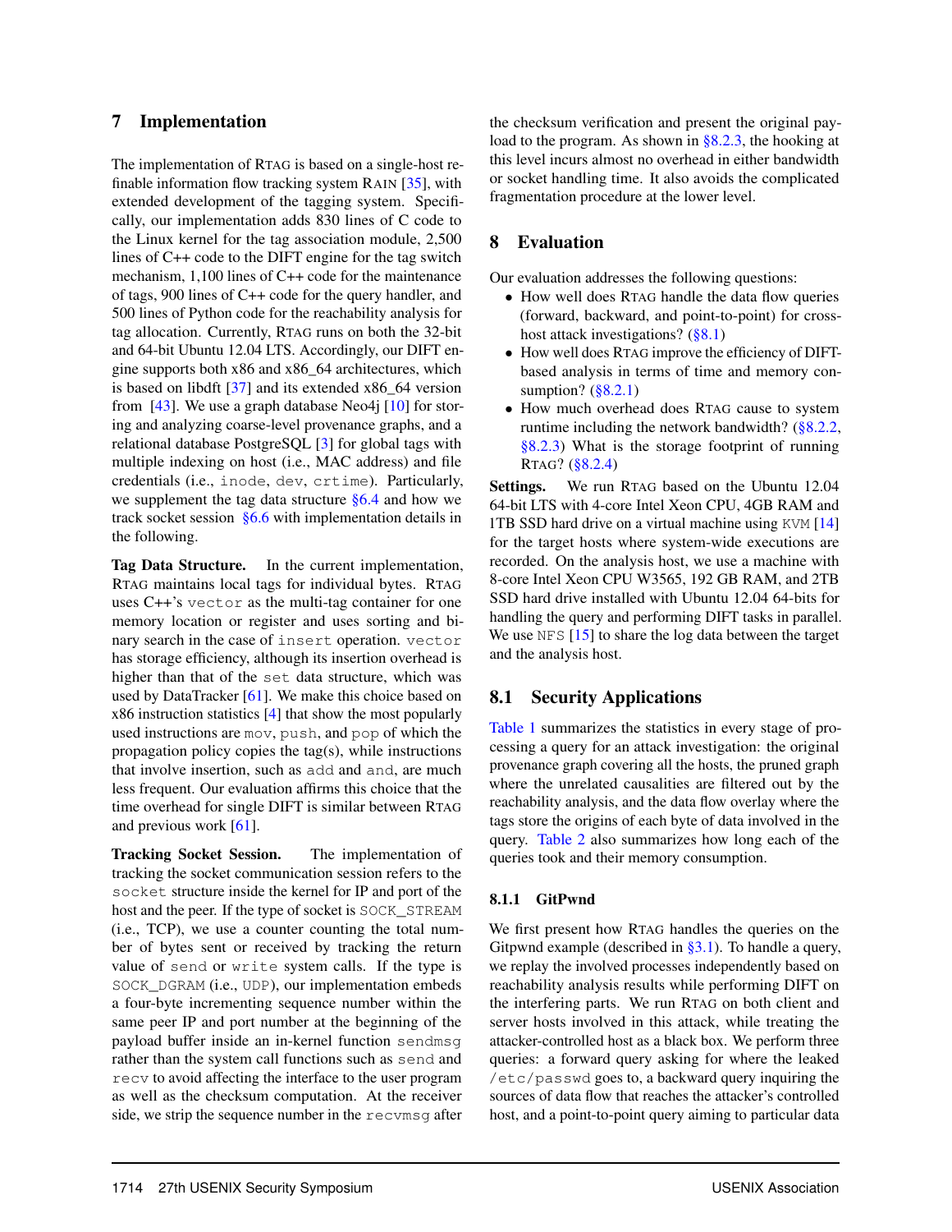## 7 Implementation

The implementation of RTAG is based on a single-host refinable information flow tracking system RAIN [35], with extended development of the tagging system. Specifically, our implementation adds 830 lines of C code to the Linux kernel for the tag association module, 2,500 lines of C++ code to the DIFT engine for the tag switch mechanism, 1,100 lines of C++ code for the maintenance of tags, 900 lines of C++ code for the query handler, and 500 lines of Python code for the reachability analysis for tag allocation. Currently, RTAG runs on both the 32-bit and 64-bit Ubuntu 12.04 LTS. Accordingly, our DIFT engine supports both x86 and x86_64 architectures, which is based on libdft [37] and its extended x86_64 version from [43]. We use a graph database Neo4j [10] for storing and analyzing coarse-level provenance graphs, and a relational database PostgreSQL [3] for global tags with multiple indexing on host (i.e., MAC address) and file credentials (i.e., `inode`, `dev`, `crtime`). Particularly, we supplement the tag data structure §6.4 and how we track socket session §6.6 with implementation details in the following.

**Tag Data Structure.** In the current implementation, RTAG maintains local tags for individual bytes. RTAG uses C++'s `vector` as the multi-tag container for one memory location or register and uses sorting and binary search in the case of `insert` operation. `vector` has storage efficiency, although its insertion overhead is higher than that of the `set` data structure, which was used by DataTracker [61]. We make this choice based on x86 instruction statistics [4] that show the most popularly used instructions are `mov`, `push`, and `pop` of which the propagation policy copies the tag(s), while instructions that involve insertion, such as `add` and `and`, are much less frequent. Our evaluation affirms this choice that the time overhead for single DIFT is similar between RTAG and previous work [61].

**Tracking Socket Session.** The implementation of tracking the socket communication session refers to the `socket` structure inside the kernel for IP and port of the host and the peer. If the type of socket is `SOCK_STREAM` (i.e., TCP), we use a counter counting the total number of bytes sent or received by tracking the return value of `send` or `write` system calls. If the type is `SOCK_DGRAM` (i.e., UDP), our implementation embeds a four-byte incrementing sequence number within the same peer IP and port number at the beginning of the payload buffer inside an in-kernel function `sendmsg` rather than the system call functions such as `send` and `recv` to avoid affecting the interface to the user program as well as the checksum computation. At the receiver side, we strip the sequence number in the `recvmsg` after the checksum verification and present the original payload to the program. As shown in §8.2.3, the hooking at this level incurs almost no overhead in either bandwidth or socket handling time. It also avoids the complicated fragmentation procedure at the lower level.

## 8 Evaluation

Our evaluation addresses the following questions:

- How well does RTAG handle the data flow queries (forward, backward, and point-to-point) for cross-host attack investigations? (§8.1)
- How well does RTAG improve the efficiency of DIFT-based analysis in terms of time and memory consumption? (§8.2.1)
- How much overhead does RTAG cause to system runtime including the network bandwidth? (§8.2.2, §8.2.3) What is the storage footprint of running RTAG? (§8.2.4)

**Settings.** We run RTAG based on the Ubuntu 12.04 64-bit LTS with 4-core Intel Xeon CPU, 4GB RAM and 1TB SSD hard drive on a virtual machine using `KVM` [14] for the target hosts where system-wide executions are recorded. On the analysis host, we use a machine with 8-core Intel Xeon CPU W3565, 192 GB RAM, and 2TB SSD hard drive installed with Ubuntu 12.04 64-bits for handling the query and performing DIFT tasks in parallel. We use `NFS` [15] to share the log data between the target and the analysis host.

### 8.1 Security Applications

Table 1 summarizes the statistics in every stage of processing a query for an attack investigation: the original provenance graph covering all the hosts, the pruned graph where the unrelated causalities are filtered out by the reachability analysis, and the data flow overlay where the tags store the origins of each byte of data involved in the query. Table 2 also summarizes how long each of the queries took and their memory consumption.

#### 8.1.1 GitPwnd

We first present how RTAG handles the queries on the Gitpwnd example (described in §3.1). To handle a query, we replay the involved processes independently based on reachability analysis results while performing DIFT on the interfering parts. We run RTAG on both client and server hosts involved in this attack, while treating the attacker-controlled host as a black box. We perform three queries: a forward query asking for where the leaked `/etc/passwd` goes to, a backward query inquiring the sources of data flow that reaches the attacker's controlled host, and a point-to-point query aiming to particular data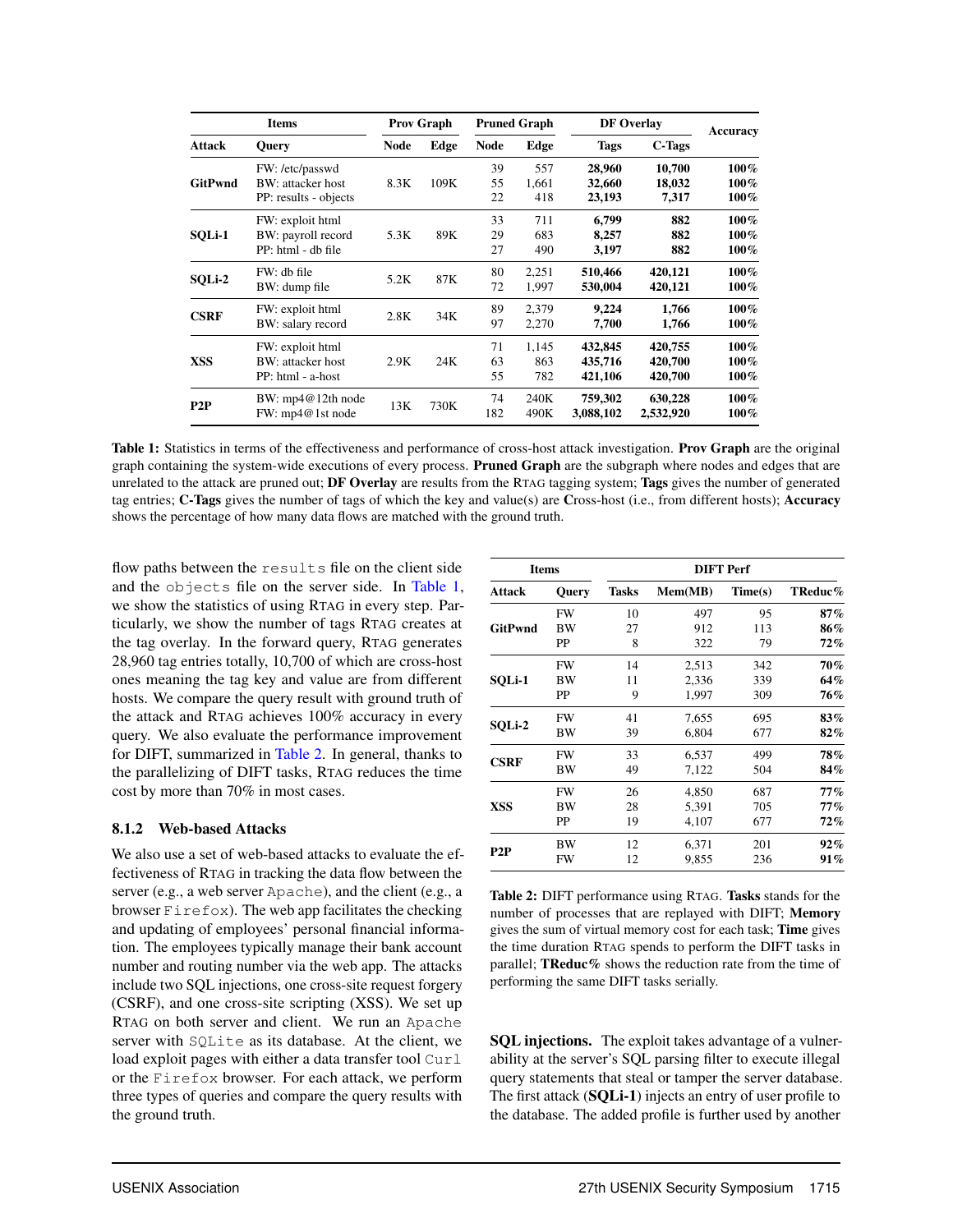| Items | | Prov Graph | | Pruned Graph | | DF Overlay | | Accuracy |
|---|---|---|---|---|---|---|---|---|
| Attack | Query | Node | Edge | Node | Edge | Tags | C-Tags | |
| **GitPwnd** | FW: /etc/passwd | 8.3K | 109K | 39 | 557 | **28,960** | **10,700** | **100%** |
| | BW: attacker host | | | 55 | 1,661 | **32,660** | **18,032** | **100%** |
| | PP: results - objects | | | 22 | 418 | **23,193** | **7,317** | **100%** |
| **SQLi-1** | FW: exploit html | 5.3K | 89K | 33 | 711 | **6,799** | **882** | **100%** |
| | BW: payroll record | | | 29 | 683 | **8,257** | **882** | **100%** |
| | PP: html - db file | | | 27 | 490 | **3,197** | **882** | **100%** |
| **SQLi-2** | FW: db file | 5.2K | 87K | 80 | 2,251 | **510,466** | **420,121** | **100%** |
| | BW: dump file | | | 72 | 1,997 | **530,004** | **420,121** | **100%** |
| **CSRF** | FW: exploit html | 2.8K | 34K | 89 | 2,379 | **9,224** | **1,766** | **100%** |
| | BW: salary record | | | 97 | 2,270 | **7,700** | **1,766** | **100%** |
| **XSS** | FW: exploit html | 2.9K | 24K | 71 | 1,145 | **432,845** | **420,755** | **100%** |
| | BW: attacker host | | | 63 | 863 | **435,716** | **420,700** | **100%** |
| | PP: html - a-host | | | 55 | 782 | **421,106** | **420,700** | **100%** |
| **P2P** | BW: mp4@12th node | 13K | 730K | 74 | 240K | **759,302** | **630,228** | **100%** |
| | FW: mp4@1st node | | | 182 | 490K | **3,088,102** | **2,532,920** | **100%** |

**Table 1:** Statistics in terms of the effectiveness and performance of cross-host attack investigation. **Prov Graph** are the original graph containing the system-wide executions of every process. **Pruned Graph** are the subgraph where nodes and edges that are unrelated to the attack are pruned out; **DF Overlay** are results from the RTAG tagging system; **Tags** gives the number of generated tag entries; **C-Tags** gives the number of tags of which the key and value(s) are **C**ross-host (i.e., from different hosts); **Accuracy** shows the percentage of how many data flows are matched with the ground truth.

flow paths between the `results` file on the client side and the `objects` file on the server side. In Table 1, we show the statistics of using RTAG in every step. Particularly, we show the number of tags RTAG creates at the tag overlay. In the forward query, RTAG generates 28,960 tag entries totally, 10,700 of which are cross-host ones meaning the tag key and value are from different hosts. We compare the query result with ground truth of the attack and RTAG achieves 100% accuracy in every query. We also evaluate the performance improvement for DIFT, summarized in Table 2. In general, thanks to the parallelizing of DIFT tasks, RTAG reduces the time cost by more than 70% in most cases.

#### 8.1.2 Web-based Attacks

We also use a set of web-based attacks to evaluate the effectiveness of RTAG in tracking the data flow between the server (e.g., a web server `Apache`), and the client (e.g., a browser `Firefox`). The web app facilitates the checking and updating of employees' personal financial information. The employees typically manage their bank account number and routing number via the web app. The attacks include two SQL injections, one cross-site request forgery (CSRF), and one cross-site scripting (XSS). We set up RTAG on both server and client. We run an `Apache` server with `SQLite` as its database. At the client, we load exploit pages with either a data transfer tool `Curl` or the `Firefox` browser. For each attack, we perform three types of queries and compare the query results with the ground truth.

| Items | | DIFT Perf | | | |
|---|---|---|---|---|---|
| Attack | Query | Tasks | Mem(MB) | Time(s) | TReduc% |
| **GitPwnd** | FW | 10 | 497 | 95 | **87%** |
| | BW | 27 | 912 | 113 | **86%** |
| | PP | 8 | 322 | 79 | **72%** |
| **SQLi-1** | FW | 14 | 2,513 | 342 | **70%** |
| | BW | 11 | 2,336 | 339 | **64%** |
| | PP | 9 | 1,997 | 309 | **76%** |
| **SQLi-2** | FW | 41 | 7,655 | 695 | **83%** |
| | BW | 39 | 6,804 | 677 | **82%** |
| **CSRF** | FW | 33 | 6,537 | 499 | **78%** |
| | BW | 49 | 7,122 | 504 | **84%** |
| **XSS** | FW | 26 | 4,850 | 687 | **77%** |
| | BW | 28 | 5,391 | 705 | **77%** |
| | PP | 19 | 4,107 | 677 | **72%** |
| **P2P** | BW | 12 | 6,371 | 201 | **92%** |
| | FW | 12 | 9,855 | 236 | **91%** |

**Table 2:** DIFT performance using RTAG. **Tasks** stands for the number of processes that are replayed with DIFT; **Memory** gives the sum of virtual memory cost for each task; **Time** gives the time duration RTAG spends to perform the DIFT tasks in parallel; **TReduc%** shows the reduction rate from the time of performing the same DIFT tasks serially.

**SQL injections.** The exploit takes advantage of a vulnerability at the server's SQL parsing filter to execute illegal query statements that steal or tamper the server database. The first attack (**SQLi-1**) injects an entry of user profile to the database. The added profile is further used by another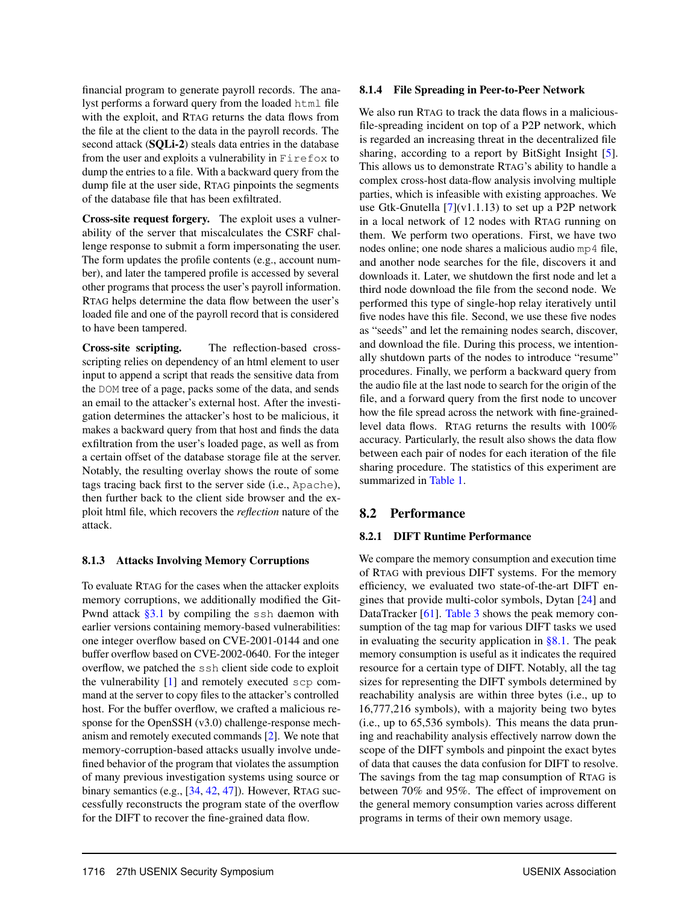financial program to generate payroll records. The analyst performs a forward query from the loaded `html` file with the exploit, and RTAG returns the data flows from the file at the client to the data in the payroll records. The second attack (**SQLi-2**) steals data entries in the database from the user and exploits a vulnerability in `Firefox` to dump the entries to a file. With a backward query from the dump file at the user side, RTAG pinpoints the segments of the database file that has been exfiltrated.

**Cross-site request forgery.** The exploit uses a vulnerability of the server that miscalculates the CSRF challenge response to submit a form impersonating the user. The form updates the profile contents (e.g., account number), and later the tampered profile is accessed by several other programs that process the user's payroll information. RTAG helps determine the data flow between the user's loaded file and one of the payroll record that is considered to have been tampered.

**Cross-site scripting.** The reflection-based cross-scripting relies on dependency of an html element to user input to append a script that reads the sensitive data from the `DOM` tree of a page, packs some of the data, and sends an email to the attacker's external host. After the investigation determines the attacker's host to be malicious, it makes a backward query from that host and finds the data exfiltration from the user's loaded page, as well as from a certain offset of the database storage file at the server. Notably, the resulting overlay shows the route of some tags tracing back first to the server side (i.e., `Apache`), then further back to the client side browser and the exploit html file, which recovers the *reflection* nature of the attack.

#### 8.1.3 Attacks Involving Memory Corruptions

To evaluate RTAG for the cases when the attacker exploits memory corruptions, we additionally modified the GitPwnd attack §3.1 by compiling the `ssh` daemon with earlier versions containing memory-based vulnerabilities: one integer overflow based on CVE-2001-0144 and one buffer overflow based on CVE-2002-0640. For the integer overflow, we patched the `ssh` client side code to exploit the vulnerability [1] and remotely executed `scp` command at the server to copy files to the attacker's controlled host. For the buffer overflow, we crafted a malicious response for the OpenSSH (v3.0) challenge-response mechanism and remotely executed commands [2]. We note that memory-corruption-based attacks usually involve undefined behavior of the program that violates the assumption of many previous investigation systems using source or binary semantics (e.g., [34, 42, 47]). However, RTAG successfully reconstructs the program state of the overflow for the DIFT to recover the fine-grained data flow.

#### 8.1.4 File Spreading in Peer-to-Peer Network

We also run RTAG to track the data flows in a malicious-file-spreading incident on top of a P2P network, which is regarded an increasing threat in the decentralized file sharing, according to a report by BitSight Insight [5]. This allows us to demonstrate RTAG's ability to handle a complex cross-host data-flow analysis involving multiple parties, which is infeasible with existing approaches. We use Gtk-Gnutella [7](v1.1.13) to set up a P2P network in a local network of 12 nodes with RTAG running on them. We perform two operations. First, we have two nodes online; one node shares a malicious audio `mp4` file, and another node searches for the file, discovers it and downloads it. Later, we shutdown the first node and let a third node download the file from the second node. We performed this type of single-hop relay iteratively until five nodes have this file. Second, we use these five nodes as "seeds" and let the remaining nodes search, discover, and download the file. During this process, we intentionally shutdown parts of the nodes to introduce "resume" procedures. Finally, we perform a backward query from the audio file at the last node to search for the origin of the file, and a forward query from the first node to uncover how the file spread across the network with fine-grained-level data flows. RTAG returns the results with 100% accuracy. Particularly, the result also shows the data flow between each pair of nodes for each iteration of the file sharing procedure. The statistics of this experiment are summarized in Table 1.

### 8.2 Performance

#### 8.2.1 DIFT Runtime Performance

We compare the memory consumption and execution time of RTAG with previous DIFT systems. For the memory efficiency, we evaluated two state-of-the-art DIFT engines that provide multi-color symbols, Dytan [24] and DataTracker [61]. Table 3 shows the peak memory consumption of the tag map for various DIFT tasks we used in evaluating the security application in §8.1. The peak memory consumption is useful as it indicates the required resource for a certain type of DIFT. Notably, all the tag sizes for representing the DIFT symbols determined by reachability analysis are within three bytes (i.e., up to 16,777,216 symbols), with a majority being two bytes (i.e., up to 65,536 symbols). This means the data pruning and reachability analysis effectively narrow down the scope of the DIFT symbols and pinpoint the exact bytes of data that causes the data confusion for DIFT to resolve. The savings from the tag map consumption of RTAG is between 70% and 95%. The effect of improvement on the general memory consumption varies across different programs in terms of their own memory usage.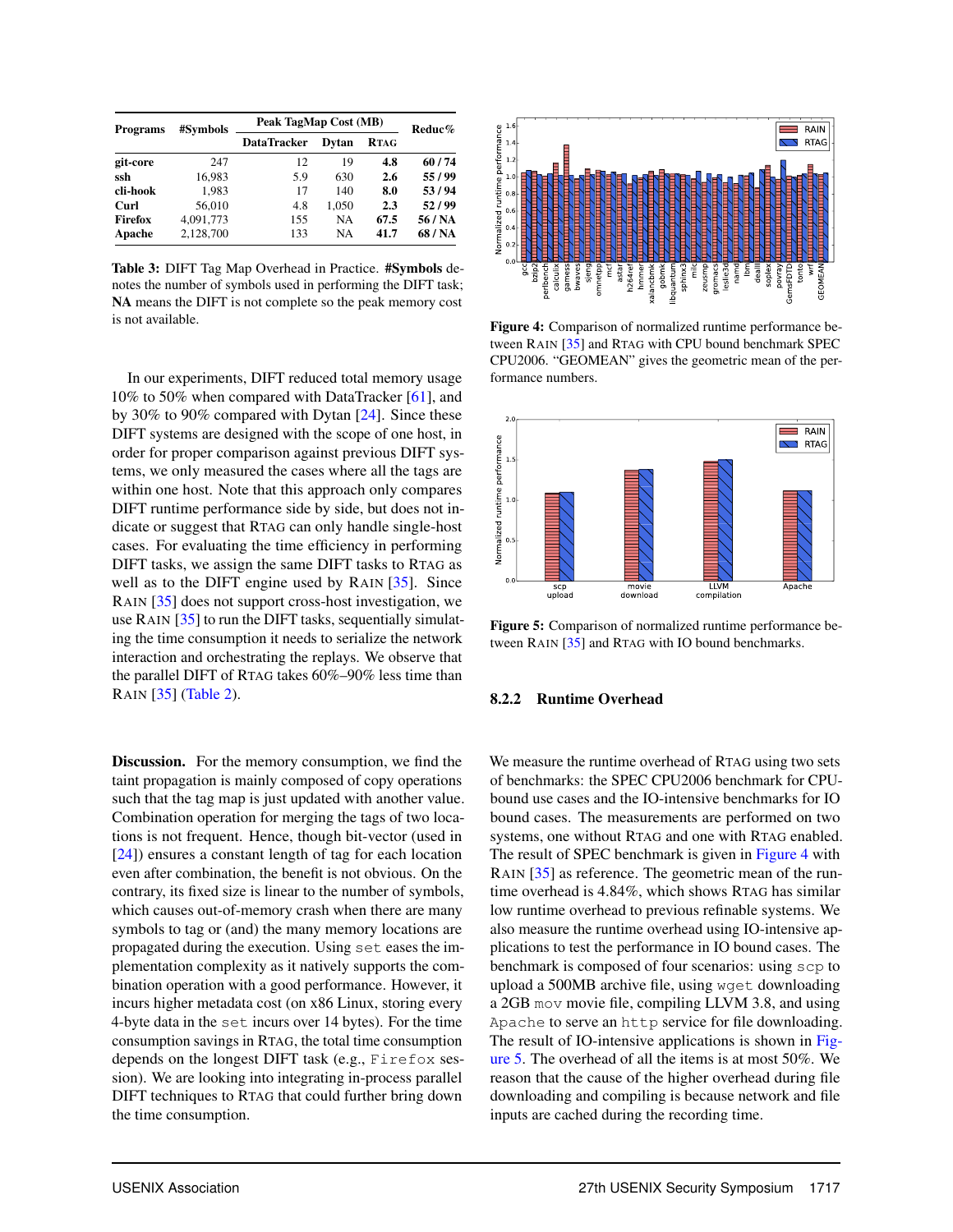| Programs | #Symbols | Peak TagMap Cost (MB) | | | Reduc% |
|---|---|---|---|---|---|
| | | DataTracker | Dytan | RTAG | |
| **git-core** | 247 | 12 | 19 | **4.8** | **60 / 74** |
| **ssh** | 16,983 | 5.9 | 630 | **2.6** | **55 / 99** |
| **cli-hook** | 1,983 | 17 | 140 | **8.0** | **53 / 94** |
| **Curl** | 56,010 | 4.8 | 1,050 | **2.3** | **52 / 99** |
| **Firefox** | 4,091,773 | 155 | NA | **67.5** | **56 / NA** |
| **Apache** | 2,128,700 | 133 | NA | **41.7** | **68 / NA** |

**Table 3:** DIFT Tag Map Overhead in Practice. **#Symbols** denotes the number of symbols used in performing the DIFT task; **NA** means the DIFT is not complete so the peak memory cost is not available.

In our experiments, DIFT reduced total memory usage 10% to 50% when compared with DataTracker [61], and by 30% to 90% compared with Dytan [24]. Since these DIFT systems are designed with the scope of one host, in order for proper comparison against previous DIFT systems, we only measured the cases where all the tags are within one host. Note that this approach only compares DIFT runtime performance side by side, but does not indicate or suggest that RTAG can only handle single-host cases. For evaluating the time efficiency in performing DIFT tasks, we assign the same DIFT tasks to RTAG as well as to the DIFT engine used by RAIN [35]. Since RAIN [35] does not support cross-host investigation, we use RAIN [35] to run the DIFT tasks, sequentially simulating the time consumption it needs to serialize the network interaction and orchestrating the replays. We observe that the parallel DIFT of RTAG takes 60%–90% less time than RAIN [35] (Table 2).

**Discussion.** For the memory consumption, we find the taint propagation is mainly composed of copy operations such that the tag map is just updated with another value. Combination operation for merging the tags of two locations is not frequent. Hence, though bit-vector (used in [24]) ensures a constant length of tag for each location even after combination, the benefit is not obvious. On the contrary, its fixed size is linear to the number of symbols, which causes out-of-memory crash when there are many symbols to tag or (and) the many memory locations are propagated during the execution. Using `set` eases the implementation complexity as it natively supports the combination operation with a good performance. However, it incurs higher metadata cost (on x86 Linux, storing every 4-byte data in the `set` incurs over 14 bytes). For the time consumption savings in RTAG, the total time consumption depends on the longest DIFT task (e.g., `Firefox` session). We are looking into integrating in-process parallel DIFT techniques to RTAG that could further bring down the time consumption.

**Figure 4:** Comparison of normalized runtime performance between RAIN [35] and RTAG with CPU bound benchmark SPEC CPU2006. "GEOMEAN" gives the geometric mean of the performance numbers.

**Figure 5:** Comparison of normalized runtime performance between RAIN [35] and RTAG with IO bound benchmarks.

#### 8.2.2 Runtime Overhead

We measure the runtime overhead of RTAG using two sets of benchmarks: the SPEC CPU2006 benchmark for CPU-bound use cases and the IO-intensive benchmarks for IO bound cases. The measurements are performed on two systems, one without RTAG and one with RTAG enabled. The result of SPEC benchmark is given in Figure 4 with RAIN [35] as reference. The geometric mean of the runtime overhead is 4.84%, which shows RTAG has similar low runtime overhead to previous refinable systems. We also measure the runtime overhead using IO-intensive applications to test the performance in IO bound cases. The benchmark is composed of four scenarios: using `scp` to upload a 500MB archive file, using `wget` downloading a 2GB `mov` movie file, compiling LLVM 3.8, and using `Apache` to serve an `http` service for file downloading. The result of IO-intensive applications is shown in Figure 5. The overhead of all the items is at most 50%. We reason that the cause of the higher overhead during file downloading and compiling is because network and file inputs are cached during the recording time.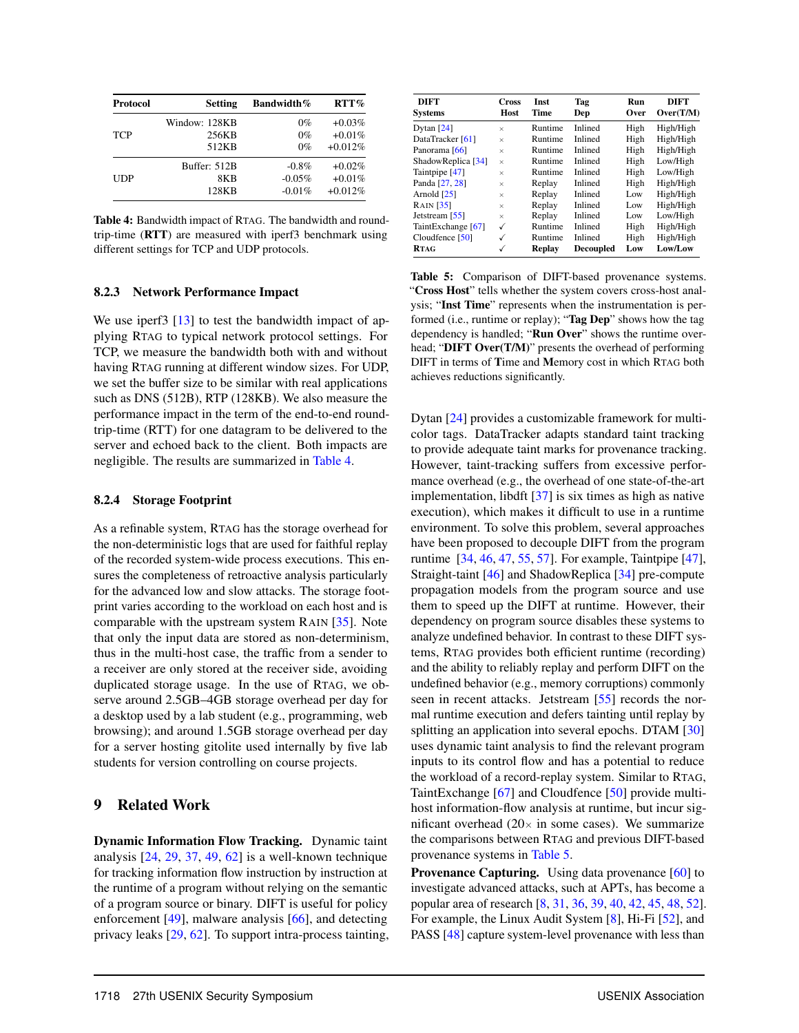| Protocol | Setting | Bandwidth% | RTT% |
|---|---|---|---|
| TCP | Window: 128KB | 0% | +0.03% |
| | 256KB | 0% | +0.01% |
| | 512KB | 0% | +0.012% |
| UDP | Buffer: 512B | -0.8% | +0.02% |
| | 8KB | -0.05% | +0.01% |
| | 128KB | -0.01% | +0.012% |

**Table 4:** Bandwidth impact of RTAG. The bandwidth and round-trip-time (**RTT**) are measured with iperf3 benchmark using different settings for TCP and UDP protocols.

#### 8.2.3 Network Performance Impact

We use iperf3 [13] to test the bandwidth impact of applying RTAG to typical network protocol settings. For TCP, we measure the bandwidth both with and without having RTAG running at different window sizes. For UDP, we set the buffer size to be similar with real applications such as DNS (512B), RTP (128KB). We also measure the performance impact in the term of the end-to-end round-trip-time (RTT) for one datagram to be delivered to the server and echoed back to the client. Both impacts are negligible. The results are summarized in Table 4.

#### 8.2.4 Storage Footprint

As a refinable system, RTAG has the storage overhead for the non-deterministic logs that are used for faithful replay of the recorded system-wide process executions. This ensures the completeness of retroactive analysis particularly for the advanced low and slow attacks. The storage footprint varies according to the workload on each host and is comparable with the upstream system RAIN [35]. Note that only the input data are stored as non-determinism, thus in the multi-host case, the traffic from a sender to a receiver are only stored at the receiver side, avoiding duplicated storage usage. In the use of RTAG, we observe around 2.5GB–4GB storage overhead per day for a desktop used by a lab student (e.g., programming, web browsing); and around 1.5GB storage overhead per day for a server hosting gitolite used internally by five lab students for version controlling on course projects.

## 9 Related Work

**Dynamic Information Flow Tracking.** Dynamic taint analysis [24, 29, 37, 49, 62] is a well-known technique for tracking information flow instruction by instruction at the runtime of a program without relying on the semantic of a program source or binary. DIFT is useful for policy enforcement [49], malware analysis [66], and detecting privacy leaks [29, 62]. To support intra-process tainting,

| DIFT Systems | Cross Host | Inst Time | Tag Dep | Run Over | DIFT Over(T/M) |
|---|---|---|---|---|---|
| Dytan [24] | × | Runtime | Inlined | High | High/High |
| DataTracker [61] | × | Runtime | Inlined | High | High/High |
| Panorama [66] | × | Runtime | Inlined | High | High/High |
| ShadowReplica [34] | × | Runtime | Inlined | High | Low/High |
| Taintpipe [47] | × | Runtime | Inlined | High | Low/High |
| Panda [27, 28] | × | Replay | Inlined | High | High/High |
| Arnold [25] | × | Replay | Inlined | Low | High/High |
| RAIN [35] | × | Replay | Inlined | Low | High/High |
| Jetstream [55] | × | Replay | Inlined | Low | Low/High |
| TaintExchange [67] | ✓ | Runtime | Inlined | High | High/High |
| Cloudfence [50] | ✓ | Runtime | Inlined | High | High/High |
| **RTAG** | ✓ | **Replay** | **Decoupled** | **Low** | **Low/Low** |

**Table 5:** Comparison of DIFT-based provenance systems. "**Cross Host**" tells whether the system covers cross-host analysis; "**Inst Time**" represents when the instrumentation is performed (i.e., runtime or replay); "**Tag Dep**" shows how the tag dependency is handled; "**Run Over**" shows the runtime overhead; "**DIFT Over(T/M)**" presents the overhead of performing DIFT in terms of **T**ime and **M**emory cost in which RTAG both achieves reductions significantly.

Dytan [24] provides a customizable framework for multi-color tags. DataTracker adapts standard taint tracking to provide adequate taint marks for provenance tracking. However, taint-tracking suffers from excessive performance overhead (e.g., the overhead of one state-of-the-art implementation, libdft [37] is six times as high as native execution), which makes it difficult to use in a runtime environment. To solve this problem, several approaches have been proposed to decouple DIFT from the program runtime [34, 46, 47, 55, 57]. For example, Taintpipe [47], Straight-taint [46] and ShadowReplica [34] pre-compute propagation models from the program source and use them to speed up the DIFT at runtime. However, their dependency on program source disables these systems to analyze undefined behavior. In contrast to these DIFT systems, RTAG provides both efficient runtime (recording) and the ability to reliably replay and perform DIFT on the undefined behavior (e.g., memory corruptions) commonly seen in recent attacks. Jetstream [55] records the normal runtime execution and defers tainting until replay by splitting an application into several epochs. DTAM [30] uses dynamic taint analysis to find the relevant program inputs to its control flow and has a potential to reduce the workload of a record-replay system. Similar to RTAG, TaintExchange [67] and Cloudfence [50] provide multi-host information-flow analysis at runtime, but incur significant overhead (20× in some cases). We summarize the comparisons between RTAG and previous DIFT-based provenance systems in Table 5.

**Provenance Capturing.** Using data provenance [60] to investigate advanced attacks, such at APTs, has become a popular area of research [8, 31, 36, 39, 40, 42, 45, 48, 52]. For example, the Linux Audit System [8], Hi-Fi [52], and PASS [48] capture system-level provenance with less than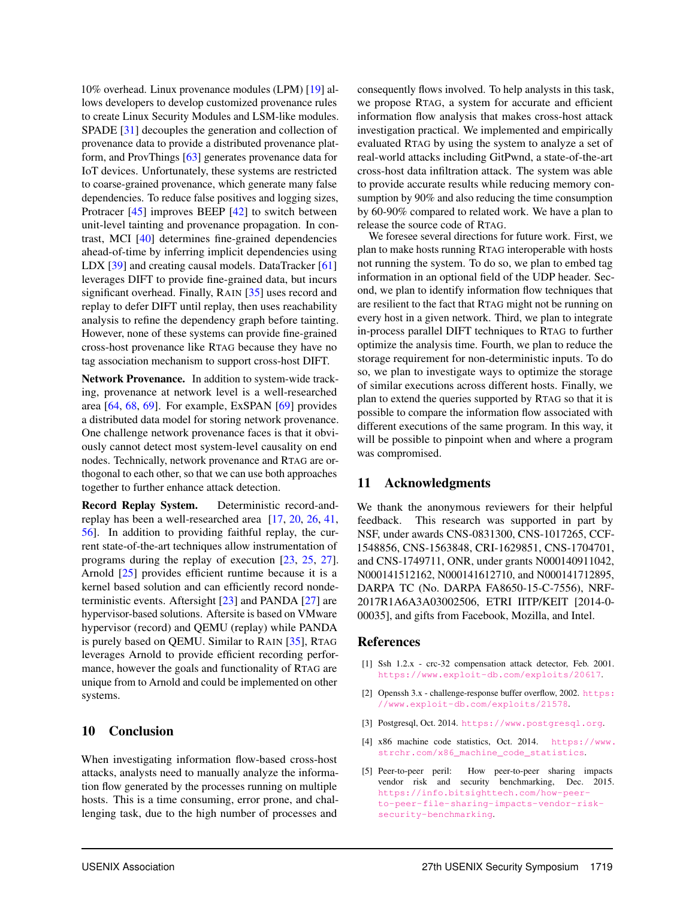10% overhead. Linux provenance modules (LPM) [19] allows developers to develop customized provenance rules to create Linux Security Modules and LSM-like modules. SPADE [31] decouples the generation and collection of provenance data to provide a distributed provenance platform, and ProvThings [63] generates provenance data for IoT devices. Unfortunately, these systems are restricted to coarse-grained provenance, which generate many false dependencies. To reduce false positives and logging sizes, Protracer [45] improves BEEP [42] to switch between unit-level tainting and provenance propagation. In contrast, MCI [40] determines fine-grained dependencies ahead-of-time by inferring implicit dependencies using LDX [39] and creating causal models. DataTracker [61] leverages DIFT to provide fine-grained data, but incurs significant overhead. Finally, RAIN [35] uses record and replay to defer DIFT until replay, then uses reachability analysis to refine the dependency graph before tainting. However, none of these systems can provide fine-grained cross-host provenance like RTAG because they have no tag association mechanism to support cross-host DIFT.

**Network Provenance.** In addition to system-wide tracking, provenance at network level is a well-researched area [64, 68, 69]. For example, ExSPAN [69] provides a distributed data model for storing network provenance. One challenge network provenance faces is that it obviously cannot detect most system-level causality on end nodes. Technically, network provenance and RTAG are orthogonal to each other, so that we can use both approaches together to further enhance attack detection.

**Record Replay System.** Deterministic record-and-replay has been a well-researched area [17, 20, 26, 41, 56]. In addition to providing faithful replay, the current state-of-the-art techniques allow instrumentation of programs during the replay of execution [23, 25, 27]. Arnold [25] provides efficient runtime because it is a kernel based solution and can efficiently record nondeterministic events. Aftersight [23] and PANDA [27] are hypervisor-based solutions. Aftersite is based on VMware hypervisor (record) and QEMU (replay) while PANDA is purely based on QEMU. Similar to RAIN [35], RTAG leverages Arnold to provide efficient recording performance, however the goals and functionality of RTAG are unique from to Arnold and could be implemented on other systems.

## 10 Conclusion

When investigating information flow-based cross-host attacks, analysts need to manually analyze the information flow generated by the processes running on multiple hosts. This is a time consuming, error prone, and challenging task, due to the high number of processes and consequently flows involved. To help analysts in this task, we propose RTAG, a system for accurate and efficient information flow analysis that makes cross-host attack investigation practical. We implemented and empirically evaluated RTAG by using the system to analyze a set of real-world attacks including GitPwnd, a state-of-the-art cross-host data infiltration attack. The system was able to provide accurate results while reducing memory consumption by 90% and also reducing the time consumption by 60-90% compared to related work. We have a plan to release the source code of RTAG.

We foresee several directions for future work. First, we plan to make hosts running RTAG interoperable with hosts not running the system. To do so, we plan to embed tag information in an optional field of the UDP header. Second, we plan to identify information flow techniques that are resilient to the fact that RTAG might not be running on every host in a given network. Third, we plan to integrate in-process parallel DIFT techniques to RTAG to further optimize the analysis time. Fourth, we plan to reduce the storage requirement for non-deterministic inputs. To do so, we plan to investigate ways to optimize the storage of similar executions across different hosts. Finally, we plan to extend the queries supported by RTAG so that it is possible to compare the information flow associated with different executions of the same program. In this way, it will be possible to pinpoint when and where a program was compromised.

## 11 Acknowledgments

We thank the anonymous reviewers for their helpful feedback. This research was supported in part by NSF, under awards CNS-0831300, CNS-1017265, CCF-1548856, CNS-1563848, CRI-1629851, CNS-1704701, and CNS-1749711, ONR, under grants N000140911042, N000141512162, N000141612710, and N000141712895, DARPA TC (No. DARPA FA8650-15-C-7556), NRF-2017R1A6A3A03002506, ETRI IITP/KEIT [2014-0-00035], and gifts from Facebook, Mozilla, and Intel.

## References

[1] Ssh 1.2.x - crc-32 compensation attack detector, Feb. 2001. https://www.exploit-db.com/exploits/20617.

[2] Openssh 3.x - challenge-response buffer overflow, 2002. https://www.exploit-db.com/exploits/21578.

[3] Postgresql, Oct. 2014. https://www.postgresql.org.

[4] x86 machine code statistics, Oct. 2014. https://www.strchr.com/x86_machine_code_statistics.

[5] Peer-to-peer peril: How peer-to-peer sharing impacts vendor risk and security benchmarking, Dec. 2015. https://info.bitsighttech.com/how-peer-to-peer-file-sharing-impacts-vendor-risk-security-benchmarking.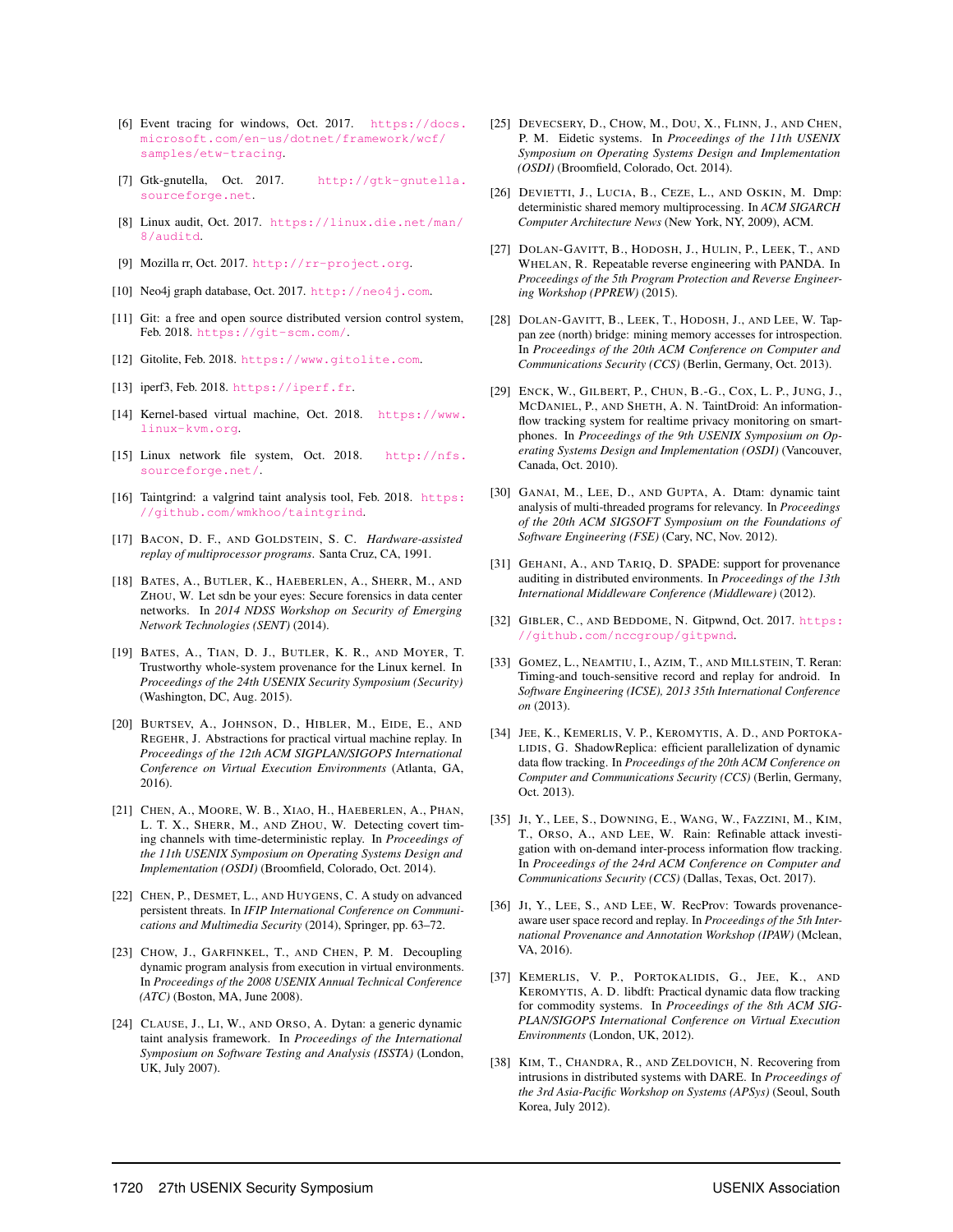[6] Event tracing for windows, Oct. 2017. https://docs.microsoft.com/en-us/dotnet/framework/wcf/samples/etw-tracing.

[7] Gtk-gnutella, Oct. 2017. http://gtk-gnutella.sourceforge.net.

[8] Linux audit, Oct. 2017. https://linux.die.net/man/8/auditd.

[9] Mozilla rr, Oct. 2017. http://rr-project.org.

[10] Neo4j graph database, Oct. 2017. http://neo4j.com.

[11] Git: a free and open source distributed version control system, Feb. 2018. https://git-scm.com/.

[12] Gitolite, Feb. 2018. https://www.gitolite.com.

[13] iperf3, Feb. 2018. https://iperf.fr.

[14] Kernel-based virtual machine, Oct. 2018. https://www.linux-kvm.org.

[15] Linux network file system, Oct. 2018. http://nfs.sourceforge.net/.

[16] Taintgrind: a valgrind taint analysis tool, Feb. 2018. https://github.com/wmkhoo/taintgrind.

[17] Bacon, D. F., and Goldstein, S. C. *Hardware-assisted replay of multiprocessor programs*. Santa Cruz, CA, 1991.

[18] Bates, A., Butler, K., Haeberlen, A., Sherr, M., and Zhou, W. Let sdn be your eyes: Secure forensics in data center networks. In *2014 NDSS Workshop on Security of Emerging Network Technologies (SENT)* (2014).

[19] Bates, A., Tian, D. J., Butler, K. R., and Moyer, T. Trustworthy whole-system provenance for the Linux kernel. In *Proceedings of the 24th USENIX Security Symposium (Security)* (Washington, DC, Aug. 2015).

[20] Burtsev, A., Johnson, D., Hibler, M., Eide, E., and Regehr, J. Abstractions for practical virtual machine replay. In *Proceedings of the 12th ACM SIGPLAN/SIGOPS International Conference on Virtual Execution Environments* (Atlanta, GA, 2016).

[21] Chen, A., Moore, W. B., Xiao, H., Haeberlen, A., Phan, L. T. X., Sherr, M., and Zhou, W. Detecting covert timing channels with time-deterministic replay. In *Proceedings of the 11th USENIX Symposium on Operating Systems Design and Implementation (OSDI)* (Broomfield, Colorado, Oct. 2014).

[22] Chen, P., Desmet, L., and Huygens, C. A study on advanced persistent threats. In *IFIP International Conference on Communications and Multimedia Security* (2014), Springer, pp. 63–72.

[23] Chow, J., Garfinkel, T., and Chen, P. M. Decoupling dynamic program analysis from execution in virtual environments. In *Proceedings of the 2008 USENIX Annual Technical Conference (ATC)* (Boston, MA, June 2008).

[24] Clause, J., Li, W., and Orso, A. Dytan: a generic dynamic taint analysis framework. In *Proceedings of the International Symposium on Software Testing and Analysis (ISSTA)* (London, UK, July 2007).

[25] Devecsery, D., Chow, M., Dou, X., Flinn, J., and Chen, P. M. Eidetic systems. In *Proceedings of the 11th USENIX Symposium on Operating Systems Design and Implementation (OSDI)* (Broomfield, Colorado, Oct. 2014).

[26] Devietti, J., Lucia, B., Ceze, L., and Oskin, M. Dmp: deterministic shared memory multiprocessing. In *ACM SIGARCH Computer Architecture News* (New York, NY, 2009), ACM.

[27] Dolan-Gavitt, B., Hodosh, J., Hulin, P., Leek, T., and Whelan, R. Repeatable reverse engineering with PANDA. In *Proceedings of the 5th Program Protection and Reverse Engineering Workshop (PPREW)* (2015).

[28] Dolan-Gavitt, B., Leek, T., Hodosh, J., and Lee, W. Tappan zee (north) bridge: mining memory accesses for introspection. In *Proceedings of the 20th ACM Conference on Computer and Communications Security (CCS)* (Berlin, Germany, Oct. 2013).

[29] Enck, W., Gilbert, P., Chun, B.-G., Cox, L. P., Jung, J., McDaniel, P., and Sheth, A. N. TaintDroid: An information-flow tracking system for realtime privacy monitoring on smartphones. In *Proceedings of the 9th USENIX Symposium on Operating Systems Design and Implementation (OSDI)* (Vancouver, Canada, Oct. 2010).

[30] Ganai, M., Lee, D., and Gupta, A. Dtam: dynamic taint analysis of multi-threaded programs for relevancy. In *Proceedings of the 20th ACM SIGSOFT Symposium on the Foundations of Software Engineering (FSE)* (Cary, NC, Nov. 2012).

[31] Gehani, A., and Tariq, D. SPADE: support for provenance auditing in distributed environments. In *Proceedings of the 13th International Middleware Conference (Middleware)* (2012).

[32] Gibler, C., and Beddome, N. Gitpwnd, Oct. 2017. https://github.com/nccgroup/gitpwnd.

[33] Gomez, L., Neamtiu, I., Azim, T., and Millstein, T. Reran: Timing-and touch-sensitive record and replay for android. In *Software Engineering (ICSE), 2013 35th International Conference on* (2013).

[34] Jee, K., Kemerlis, V. P., Keromytis, A. D., and Portokalidis, G. ShadowReplica: efficient parallelization of dynamic data flow tracking. In *Proceedings of the 20th ACM Conference on Computer and Communications Security (CCS)* (Berlin, Germany, Oct. 2013).

[35] Ji, Y., Lee, S., Downing, E., Wang, W., Fazzini, M., Kim, T., Orso, A., and Lee, W. Rain: Refinable attack investigation with on-demand inter-process information flow tracking. In *Proceedings of the 24rd ACM Conference on Computer and Communications Security (CCS)* (Dallas, Texas, Oct. 2017).

[36] Ji, Y., Lee, S., and Lee, W. RecProv: Towards provenance-aware user space record and replay. In *Proceedings of the 5th International Provenance and Annotation Workshop (IPAW)* (Mclean, VA, 2016).

[37] Kemerlis, V. P., Portokalidis, G., Jee, K., and Keromytis, A. D. libdft: Practical dynamic data flow tracking for commodity systems. In *Proceedings of the 8th ACM SIGPLAN/SIGOPS International Conference on Virtual Execution Environments* (London, UK, 2012).

[38] Kim, T., Chandra, R., and Zeldovich, N. Recovering from intrusions in distributed systems with DARE. In *Proceedings of the 3rd Asia-Pacific Workshop on Systems (APSys)* (Seoul, South Korea, July 2012).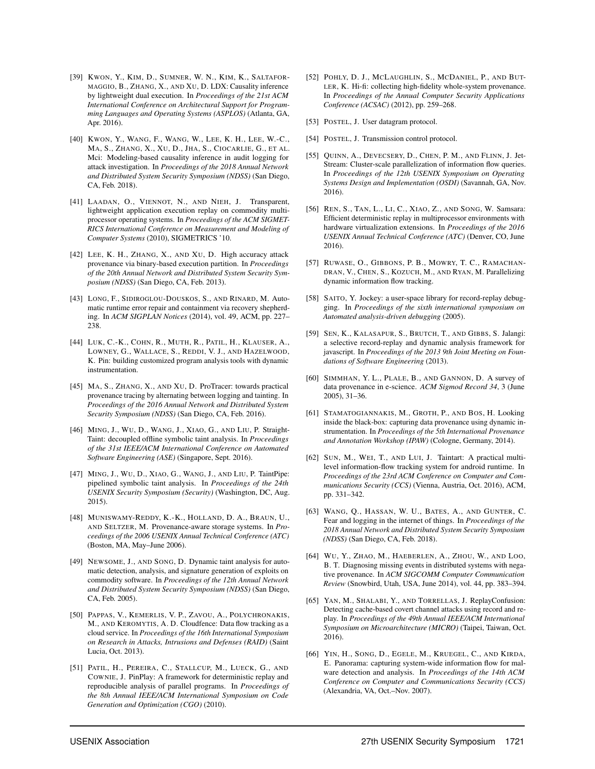[39] Kwon, Y., Kim, D., Sumner, W. N., Kim, K., Saltaformaggio, B., Zhang, X., and Xu, D. LDX: Causality inference by lightweight dual execution. In *Proceedings of the 21st ACM International Conference on Architectural Support for Programming Languages and Operating Systems (ASPLOS)* (Atlanta, GA, Apr. 2016).

[40] Kwon, Y., Wang, F., Wang, W., Lee, K. H., Lee, W.-C., Ma, S., Zhang, X., Xu, D., Jha, S., Ciocarlie, G., et al. Mci: Modeling-based causality inference in audit logging for attack investigation. In *Proceedings of the 2018 Annual Network and Distributed System Security Symposium (NDSS)* (San Diego, CA, Feb. 2018).

[41] Laadan, O., Viennot, N., and Nieh, J. Transparent, lightweight application execution replay on commodity multiprocessor operating systems. In *Proceedings of the ACM SIGMETRICS International Conference on Measurement and Modeling of Computer Systems* (2010), SIGMETRICS '10.

[42] Lee, K. H., Zhang, X., and Xu, D. High accuracy attack provenance via binary-based execution partition. In *Proceedings of the 20th Annual Network and Distributed System Security Symposium (NDSS)* (San Diego, CA, Feb. 2013).

[43] Long, F., Sidiroglou-Douskos, S., and Rinard, M. Automatic runtime error repair and containment via recovery shepherding. In *ACM SIGPLAN Notices* (2014), vol. 49, ACM, pp. 227–238.

[44] Luk, C.-K., Cohn, R., Muth, R., Patil, H., Klauser, A., Lowney, G., Wallace, S., Reddi, V. J., and Hazelwood, K. Pin: building customized program analysis tools with dynamic instrumentation.

[45] Ma, S., Zhang, X., and Xu, D. ProTracer: towards practical provenance tracing by alternating between logging and tainting. In *Proceedings of the 2016 Annual Network and Distributed System Security Symposium (NDSS)* (San Diego, CA, Feb. 2016).

[46] Ming, J., Wu, D., Wang, J., Xiao, G., and Liu, P. Straight-Taint: decoupled offline symbolic taint analysis. In *Proceedings of the 31st IEEE/ACM International Conference on Automated Software Engineering (ASE)* (Singapore, Sept. 2016).

[47] Ming, J., Wu, D., Xiao, G., Wang, J., and Liu, P. TaintPipe: pipelined symbolic taint analysis. In *Proceedings of the 24th USENIX Security Symposium (Security)* (Washington, DC, Aug. 2015).

[48] Muniswamy-Reddy, K.-K., Holland, D. A., Braun, U., and Seltzer, M. Provenance-aware storage systems. In *Proceedings of the 2006 USENIX Annual Technical Conference (ATC)* (Boston, MA, May–June 2006).

[49] Newsome, J., and Song, D. Dynamic taint analysis for automatic detection, analysis, and signature generation of exploits on commodity software. In *Proceedings of the 12th Annual Network and Distributed System Security Symposium (NDSS)* (San Diego, CA, Feb. 2005).

[50] Pappas, V., Kemerlis, V. P., Zavou, A., Polychronakis, M., and Keromytis, A. D. Cloudfence: Data flow tracking as a cloud service. In *Proceedings of the 16th International Symposium on Research in Attacks, Intrusions and Defenses (RAID)* (Saint Lucia, Oct. 2013).

[51] Patil, H., Pereira, C., Stallcup, M., Lueck, G., and Cownie, J. PinPlay: A framework for deterministic replay and reproducible analysis of parallel programs. In *Proceedings of the 8th Annual IEEE/ACM International Symposium on Code Generation and Optimization (CGO)* (2010).

[52] Pohly, D. J., McLaughlin, S., McDaniel, P., and Butler, K. Hi-fi: collecting high-fidelity whole-system provenance. In *Proceedings of the Annual Computer Security Applications Conference (ACSAC)* (2012), pp. 259–268.

[53] Postel, J. User datagram protocol.

[54] Postel, J. Transmission control protocol.

[55] Quinn, A., Devecsery, D., Chen, P. M., and Flinn, J. Jet-Stream: Cluster-scale parallelization of information flow queries. In *Proceedings of the 12th USENIX Symposium on Operating Systems Design and Implementation (OSDI)* (Savannah, GA, Nov. 2016).

[56] Ren, S., Tan, L., Li, C., Xiao, Z., and Song, W. Samsara: Efficient deterministic replay in multiprocessor environments with hardware virtualization extensions. In *Proceedings of the 2016 USENIX Annual Technical Conference (ATC)* (Denver, CO, June 2016).

[57] Ruwase, O., Gibbons, P. B., Mowry, T. C., Ramachandran, V., Chen, S., Kozuch, M., and Ryan, M. Parallelizing dynamic information flow tracking.

[58] Saito, Y. Jockey: a user-space library for record-replay debugging. In *Proceedings of the sixth international symposium on Automated analysis-driven debugging* (2005).

[59] Sen, K., Kalasapur, S., Brutch, T., and Gibbs, S. Jalangi: a selective record-replay and dynamic analysis framework for javascript. In *Proceedings of the 2013 9th Joint Meeting on Foundations of Software Engineering* (2013).

[60] Simmhan, Y. L., Plale, B., and Gannon, D. A survey of data provenance in e-science. *ACM Sigmod Record 34*, 3 (June 2005), 31–36.

[61] Stamatogiannakis, M., Groth, P., and Bos, H. Looking inside the black-box: capturing data provenance using dynamic instrumentation. In *Proceedings of the 5th International Provenance and Annotation Workshop (IPAW)* (Cologne, Germany, 2014).

[62] Sun, M., Wei, T., and Lui, J. Taintart: A practical multi-level information-flow tracking system for android runtime. In *Proceedings of the 23rd ACM Conference on Computer and Communications Security (CCS)* (Vienna, Austria, Oct. 2016), ACM, pp. 331–342.

[63] Wang, Q., Hassan, W. U., Bates, A., and Gunter, C. Fear and logging in the internet of things. In *Proceedings of the 2018 Annual Network and Distributed System Security Symposium (NDSS)* (San Diego, CA, Feb. 2018).

[64] Wu, Y., Zhao, M., Haeberlen, A., Zhou, W., and Loo, B. T. Diagnosing missing events in distributed systems with negative provenance. In *ACM SIGCOMM Computer Communication Review* (Snowbird, Utah, USA, June 2014), vol. 44, pp. 383–394.

[65] Yan, M., Shalabi, Y., and Torrellas, J. ReplayConfusion: Detecting cache-based covert channel attacks using record and replay. In *Proceedings of the 49th Annual IEEE/ACM International Symposium on Microarchitecture (MICRO)* (Taipei, Taiwan, Oct. 2016).

[66] Yin, H., Song, D., Egele, M., Kruegel, C., and Kirda, E. Panorama: capturing system-wide information flow for malware detection and analysis. In *Proceedings of the 14th ACM Conference on Computer and Communications Security (CCS)* (Alexandria, VA, Oct.–Nov. 2007).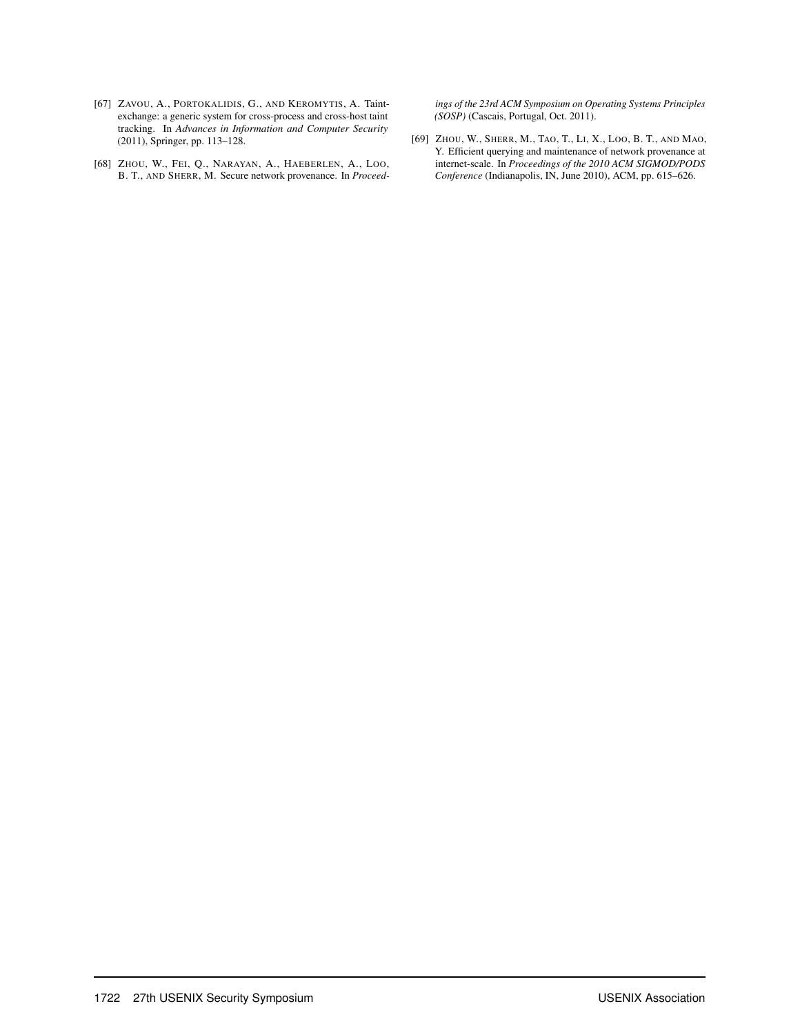[67] Zavou, A., Portokalidis, G., and Keromytis, A. Taint-exchange: a generic system for cross-process and cross-host taint tracking. In *Advances in Information and Computer Security* (2011), Springer, pp. 113–128.

[68] Zhou, W., Fei, Q., Narayan, A., Haeberlen, A., Loo, B. T., and Sherr, M. Secure network provenance. In *Proceedings of the 23rd ACM Symposium on Operating Systems Principles (SOSP)* (Cascais, Portugal, Oct. 2011).

[69] Zhou, W., Sherr, M., Tao, T., Li, X., Loo, B. T., and Mao, Y. Efficient querying and maintenance of network provenance at internet-scale. In *Proceedings of the 2010 ACM SIGMOD/PODS Conference* (Indianapolis, IN, June 2010), ACM, pp. 615–626.